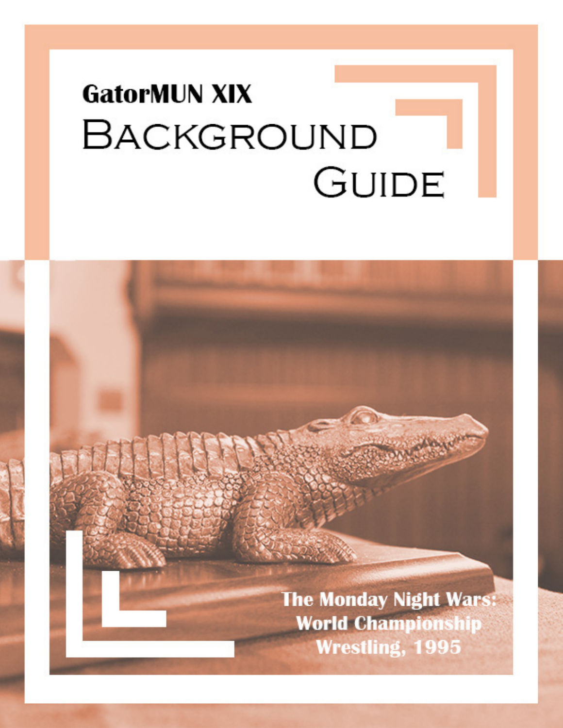# GatorMUN XIX

# Background Guide

## The Monday Night Wars: World Championship Wrestling, 1995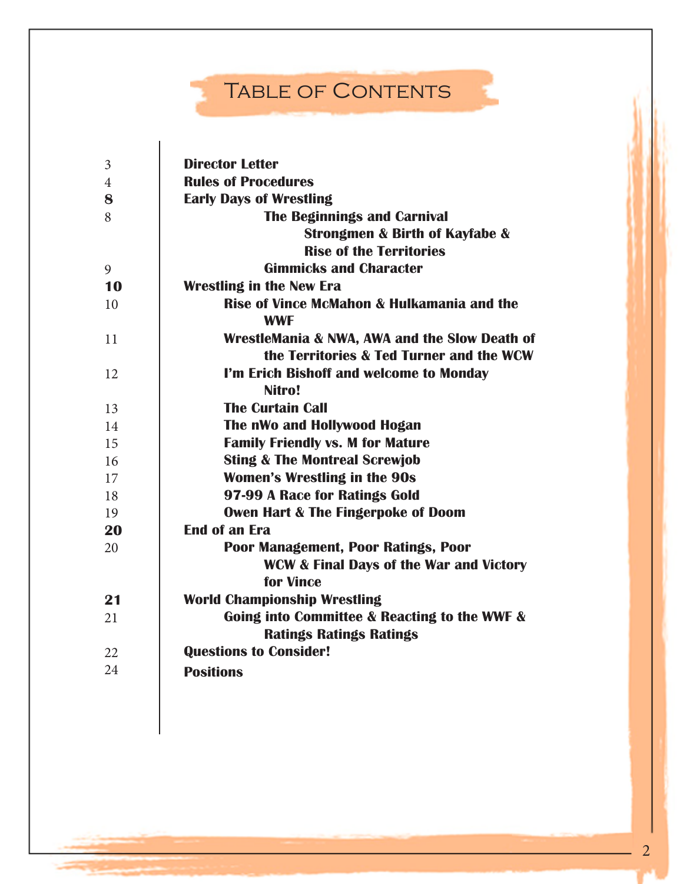# Table of Contents

| Page | Section |
|---|---|
| 3 | **Director Letter** |
| 4 | **Rules of Procedures** |
| **8** | **Early Days of Wrestling** |
| 8 | **The Beginnings and Carnival Strongmen & Birth of Kayfabe & Rise of the Territories** |
| 9 | **Gimmicks and Character** |
| **10** | **Wrestling in the New Era** |
| 10 | **Rise of Vince McMahon & Hulkamania and the WWF** |
| 11 | **WrestleMania & NWA, AWA and the Slow Death of the Territories & Ted Turner and the WCW** |
| 12 | **I'm Erich Bishoff and welcome to Monday Nitro!** |
| 13 | **The Curtain Call** |
| 14 | **The nWo and Hollywood Hogan** |
| 15 | **Family Friendly vs. M for Mature** |
| 16 | **Sting & The Montreal Screwjob** |
| 17 | **Women's Wrestling in the 90s** |
| 18 | **97-99 A Race for Ratings Gold** |
| 19 | **Owen Hart & The Fingerpoke of Doom** |
| **20** | **End of an Era** |
| 20 | **Poor Management, Poor Ratings, Poor WCW & Final Days of the War and Victory for Vince** |
| **21** | **World Championship Wrestling** |
| 21 | **Going into Committee & Reacting to the WWF & Ratings Ratings Ratings** |
| 22 | **Questions to Consider!** |
| 24 | **Positions** |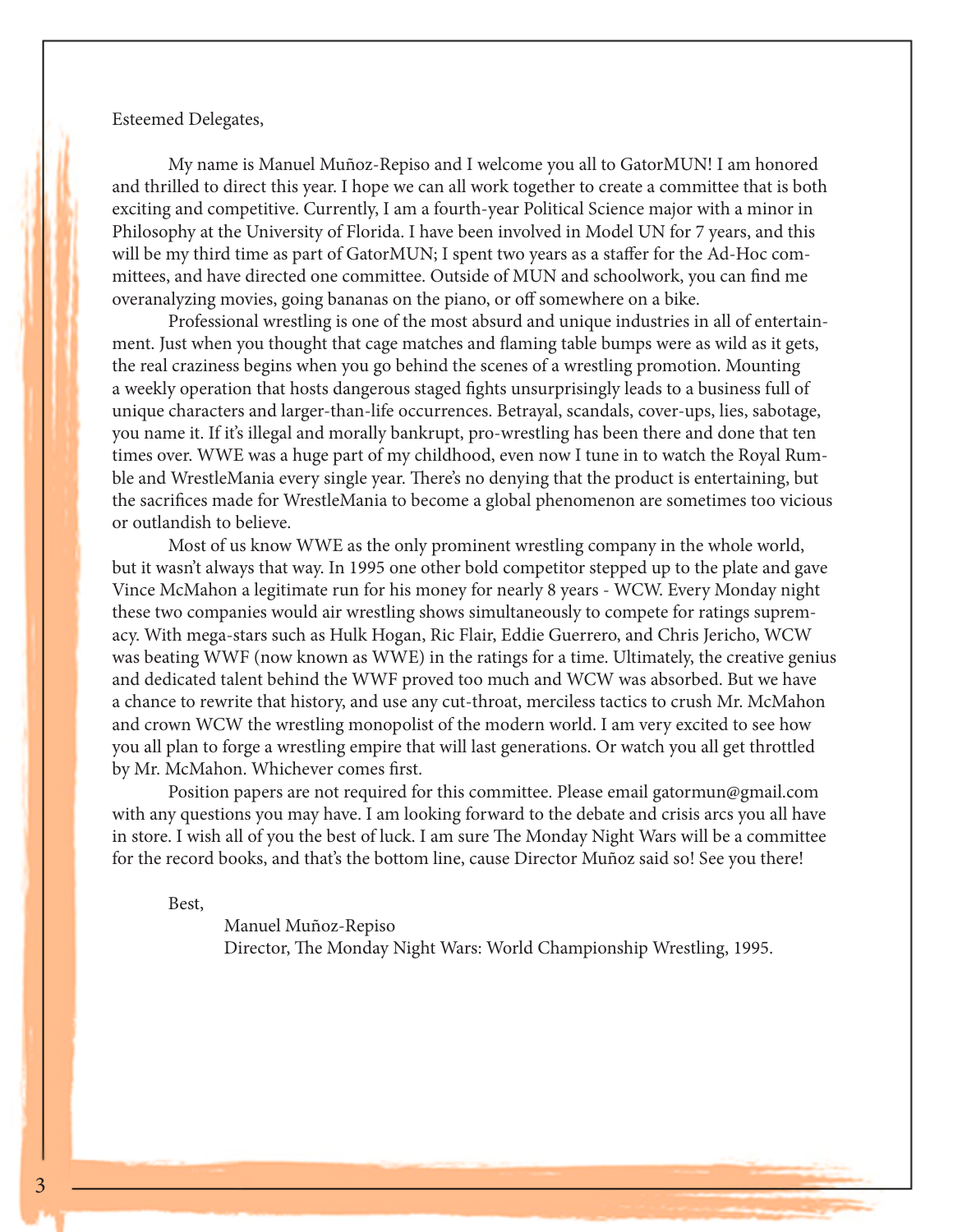Esteemed Delegates,

My name is Manuel Muñoz-Repiso and I welcome you all to GatorMUN! I am honored and thrilled to direct this year. I hope we can all work together to create a committee that is both exciting and competitive. Currently, I am a fourth-year Political Science major with a minor in Philosophy at the University of Florida. I have been involved in Model UN for 7 years, and this will be my third time as part of GatorMUN; I spent two years as a staffer for the Ad-Hoc committees, and have directed one committee. Outside of MUN and schoolwork, you can find me overanalyzing movies, going bananas on the piano, or off somewhere on a bike.

Professional wrestling is one of the most absurd and unique industries in all of entertainment. Just when you thought that cage matches and flaming table bumps were as wild as it gets, the real craziness begins when you go behind the scenes of a wrestling promotion. Mounting a weekly operation that hosts dangerous staged fights unsurprisingly leads to a business full of unique characters and larger-than-life occurrences. Betrayal, scandals, cover-ups, lies, sabotage, you name it. If it's illegal and morally bankrupt, pro-wrestling has been there and done that ten times over. WWE was a huge part of my childhood, even now I tune in to watch the Royal Rumble and WrestleMania every single year. There's no denying that the product is entertaining, but the sacrifices made for WrestleMania to become a global phenomenon are sometimes too vicious or outlandish to believe.

Most of us know WWE as the only prominent wrestling company in the whole world, but it wasn't always that way. In 1995 one other bold competitor stepped up to the plate and gave Vince McMahon a legitimate run for his money for nearly 8 years - WCW. Every Monday night these two companies would air wrestling shows simultaneously to compete for ratings supremacy. With mega-stars such as Hulk Hogan, Ric Flair, Eddie Guerrero, and Chris Jericho, WCW was beating WWF (now known as WWE) in the ratings for a time. Ultimately, the creative genius and dedicated talent behind the WWF proved too much and WCW was absorbed. But we have a chance to rewrite that history, and use any cut-throat, merciless tactics to crush Mr. McMahon and crown WCW the wrestling monopolist of the modern world. I am very excited to see how you all plan to forge a wrestling empire that will last generations. Or watch you all get throttled by Mr. McMahon. Whichever comes first.

Position papers are not required for this committee. Please email gatormun@gmail.com with any questions you may have. I am looking forward to the debate and crisis arcs you all have in store. I wish all of you the best of luck. I am sure The Monday Night Wars will be a committee for the record books, and that's the bottom line, cause Director Muñoz said so! See you there!

Best,

Manuel Muñoz-Repiso
Director, The Monday Night Wars: World Championship Wrestling, 1995.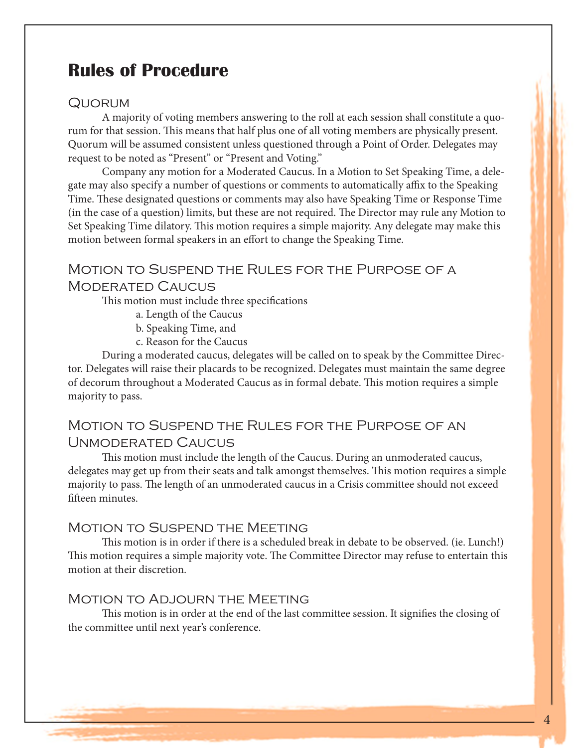# Rules of Procedure

## Quorum

A majority of voting members answering to the roll at each session shall constitute a quorum for that session. This means that half plus one of all voting members are physically present. Quorum will be assumed consistent unless questioned through a Point of Order. Delegates may request to be noted as "Present" or "Present and Voting."

Company any motion for a Moderated Caucus. In a Motion to Set Speaking Time, a delegate may also specify a number of questions or comments to automatically affix to the Speaking Time. These designated questions or comments may also have Speaking Time or Response Time (in the case of a question) limits, but these are not required. The Director may rule any Motion to Set Speaking Time dilatory. This motion requires a simple majority. Any delegate may make this motion between formal speakers in an effort to change the Speaking Time.

## Motion to Suspend the Rules for the Purpose of a Moderated Caucus

This motion must include three specifications

a. Length of the Caucus
b. Speaking Time, and
c. Reason for the Caucus

During a moderated caucus, delegates will be called on to speak by the Committee Director. Delegates will raise their placards to be recognized. Delegates must maintain the same degree of decorum throughout a Moderated Caucus as in formal debate. This motion requires a simple majority to pass.

## Motion to Suspend the Rules for the Purpose of an Unmoderated Caucus

This motion must include the length of the Caucus. During an unmoderated caucus, delegates may get up from their seats and talk amongst themselves. This motion requires a simple majority to pass. The length of an unmoderated caucus in a Crisis committee should not exceed fifteen minutes.

## Motion to Suspend the Meeting

This motion is in order if there is a scheduled break in debate to be observed. (ie. Lunch!) This motion requires a simple majority vote. The Committee Director may refuse to entertain this motion at their discretion.

## Motion to Adjourn the Meeting

This motion is in order at the end of the last committee session. It signifies the closing of the committee until next year's conference.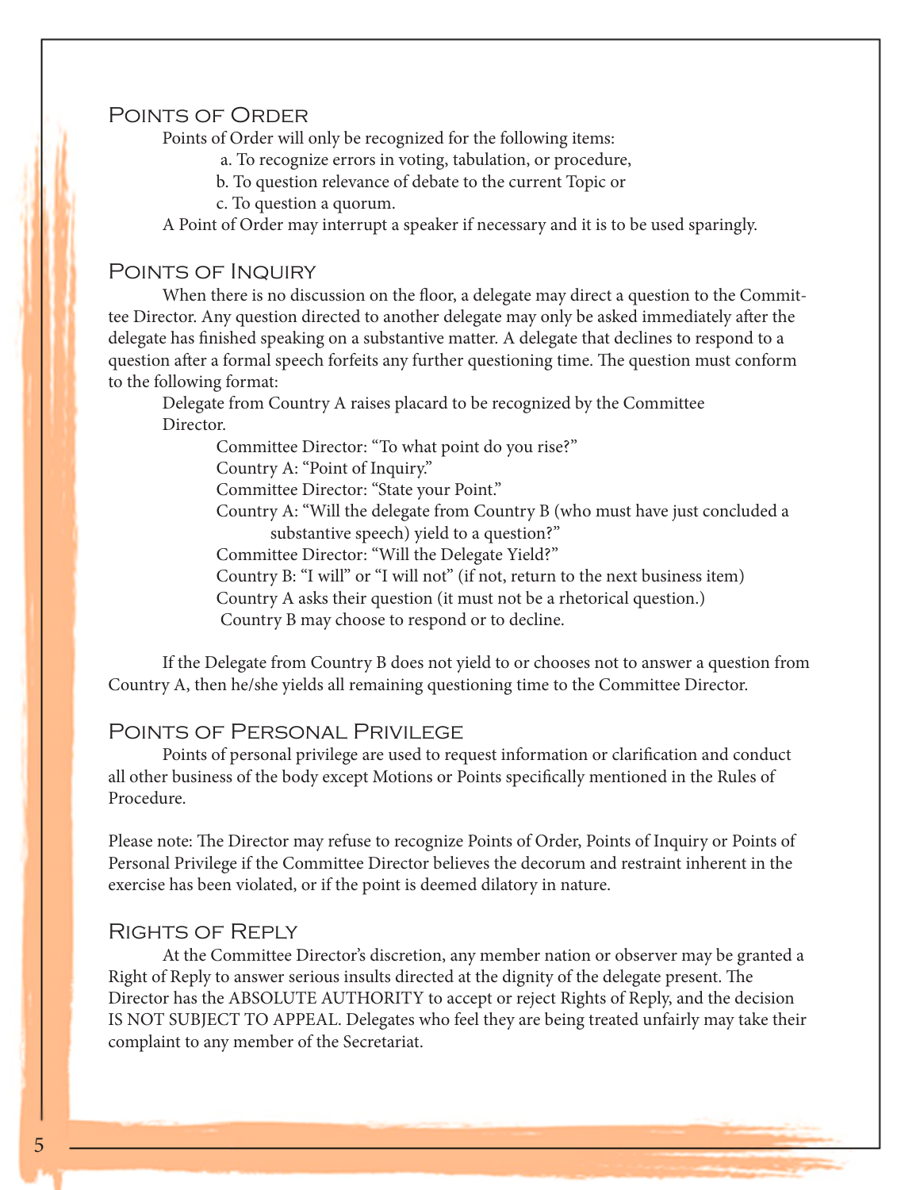## Points of Order

Points of Order will only be recognized for the following items:

a. To recognize errors in voting, tabulation, or procedure,

b. To question relevance of debate to the current Topic or

c. To question a quorum.

A Point of Order may interrupt a speaker if necessary and it is to be used sparingly.

## Points of Inquiry

When there is no discussion on the floor, a delegate may direct a question to the Committee Director. Any question directed to another delegate may only be asked immediately after the delegate has finished speaking on a substantive matter. A delegate that declines to respond to a question after a formal speech forfeits any further questioning time. The question must conform to the following format:

Delegate from Country A raises placard to be recognized by the Committee Director.

Committee Director: "To what point do you rise?"

Country A: "Point of Inquiry."

Committee Director: "State your Point."

Country A: "Will the delegate from Country B (who must have just concluded a substantive speech) yield to a question?"

Committee Director: "Will the Delegate Yield?"

Country B: "I will" or "I will not" (if not, return to the next business item)

Country A asks their question (it must not be a rhetorical question.)

Country B may choose to respond or to decline.

If the Delegate from Country B does not yield to or chooses not to answer a question from Country A, then he/she yields all remaining questioning time to the Committee Director.

## Points of Personal Privilege

Points of personal privilege are used to request information or clarification and conduct all other business of the body except Motions or Points specifically mentioned in the Rules of Procedure.

Please note: The Director may refuse to recognize Points of Order, Points of Inquiry or Points of Personal Privilege if the Committee Director believes the decorum and restraint inherent in the exercise has been violated, or if the point is deemed dilatory in nature.

## Rights of Reply

At the Committee Director's discretion, any member nation or observer may be granted a Right of Reply to answer serious insults directed at the dignity of the delegate present. The Director has the ABSOLUTE AUTHORITY to accept or reject Rights of Reply, and the decision IS NOT SUBJECT TO APPEAL. Delegates who feel they are being treated unfairly may take their complaint to any member of the Secretariat.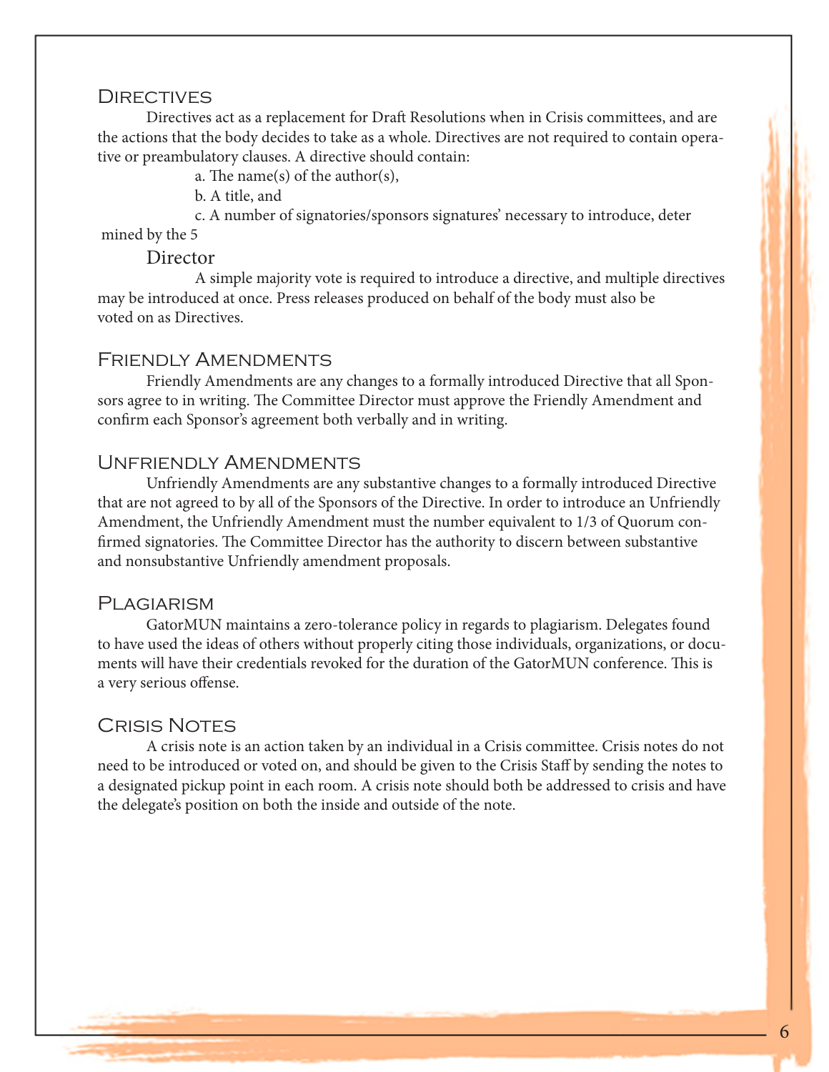## Directives

Directives act as a replacement for Draft Resolutions when in Crisis committees, and are the actions that the body decides to take as a whole. Directives are not required to contain operative or preambulatory clauses. A directive should contain:

a. The name(s) of the author(s),

b. A title, and

c. A number of signatories/sponsors signatures' necessary to introduce, deter mined by the 5 Director

A simple majority vote is required to introduce a directive, and multiple directives may be introduced at once. Press releases produced on behalf of the body must also be voted on as Directives.

## Friendly Amendments

Friendly Amendments are any changes to a formally introduced Directive that all Sponsors agree to in writing. The Committee Director must approve the Friendly Amendment and confirm each Sponsor's agreement both verbally and in writing.

## Unfriendly Amendments

Unfriendly Amendments are any substantive changes to a formally introduced Directive that are not agreed to by all of the Sponsors of the Directive. In order to introduce an Unfriendly Amendment, the Unfriendly Amendment must the number equivalent to 1/3 of Quorum confirmed signatories. The Committee Director has the authority to discern between substantive and nonsubstantive Unfriendly amendment proposals.

## Plagiarism

GatorMUN maintains a zero-tolerance policy in regards to plagiarism. Delegates found to have used the ideas of others without properly citing those individuals, organizations, or documents will have their credentials revoked for the duration of the GatorMUN conference. This is a very serious offense.

## Crisis Notes

A crisis note is an action taken by an individual in a Crisis committee. Crisis notes do not need to be introduced or voted on, and should be given to the Crisis Staff by sending the notes to a designated pickup point in each room. A crisis note should both be addressed to crisis and have the delegate's position on both the inside and outside of the note.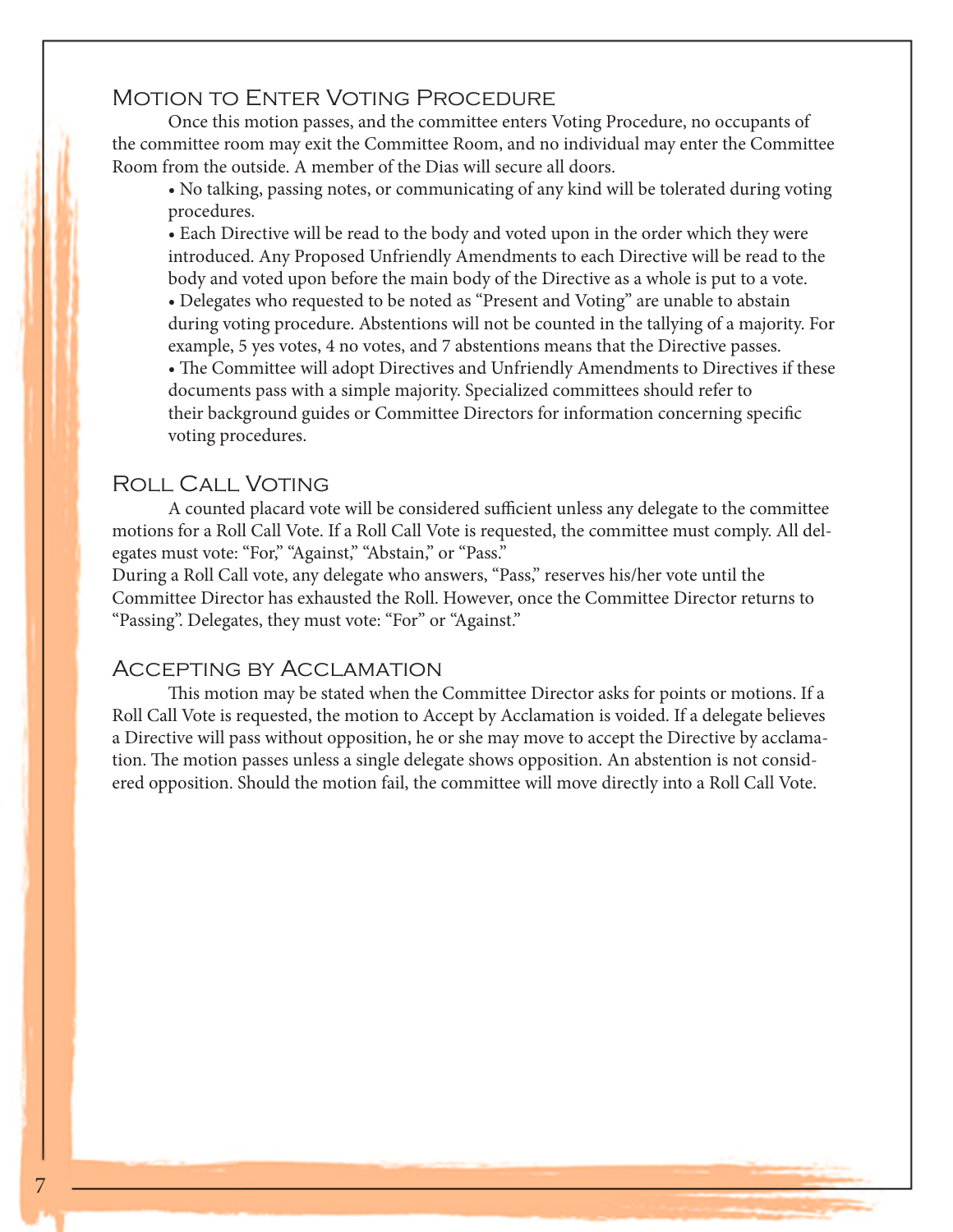## Motion to Enter Voting Procedure

Once this motion passes, and the committee enters Voting Procedure, no occupants of the committee room may exit the Committee Room, and no individual may enter the Committee Room from the outside. A member of the Dias will secure all doors.

- No talking, passing notes, or communicating of any kind will be tolerated during voting procedures.
- Each Directive will be read to the body and voted upon in the order which they were introduced. Any Proposed Unfriendly Amendments to each Directive will be read to the body and voted upon before the main body of the Directive as a whole is put to a vote.
- Delegates who requested to be noted as "Present and Voting" are unable to abstain during voting procedure. Abstentions will not be counted in the tallying of a majority. For example, 5 yes votes, 4 no votes, and 7 abstentions means that the Directive passes.
- The Committee will adopt Directives and Unfriendly Amendments to Directives if these documents pass with a simple majority. Specialized committees should refer to their background guides or Committee Directors for information concerning specific voting procedures.

## Roll Call Voting

A counted placard vote will be considered sufficient unless any delegate to the committee motions for a Roll Call Vote. If a Roll Call Vote is requested, the committee must comply. All delegates must vote: "For," "Against," "Abstain," or "Pass."

During a Roll Call vote, any delegate who answers, "Pass," reserves his/her vote until the Committee Director has exhausted the Roll. However, once the Committee Director returns to "Passing". Delegates, they must vote: "For" or "Against."

## Accepting by Acclamation

This motion may be stated when the Committee Director asks for points or motions. If a Roll Call Vote is requested, the motion to Accept by Acclamation is voided. If a delegate believes a Directive will pass without opposition, he or she may move to accept the Directive by acclamation. The motion passes unless a single delegate shows opposition. An abstention is not considered opposition. Should the motion fail, the committee will move directly into a Roll Call Vote.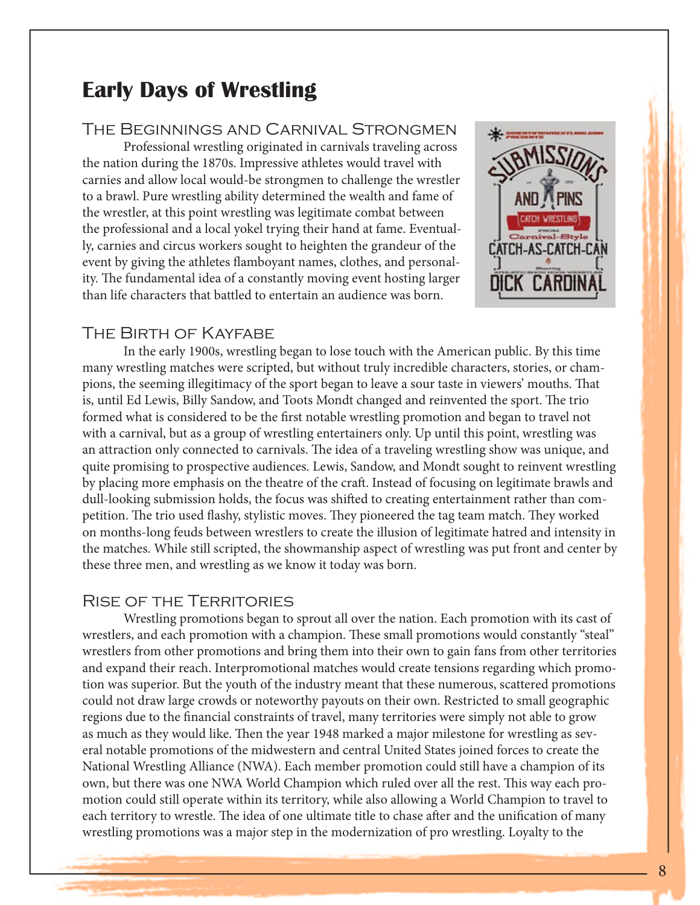# Early Days of Wrestling

## The Beginnings and Carnival Strongmen

Professional wrestling originated in carnivals traveling across the nation during the 1870s. Impressive athletes would travel with carnies and allow local would-be strongmen to challenge the wrestler to a brawl. Pure wrestling ability determined the wealth and fame of the wrestler, at this point wrestling was legitimate combat between the professional and a local yokel trying their hand at fame. Eventually, carnies and circus workers sought to heighten the grandeur of the event by giving the athletes flamboyant names, clothes, and personality. The fundamental idea of a constantly moving event hosting larger than life characters that battled to entertain an audience was born.

## The Birth of Kayfabe

In the early 1900s, wrestling began to lose touch with the American public. By this time many wrestling matches were scripted, but without truly incredible characters, stories, or champions, the seeming illegitimacy of the sport began to leave a sour taste in viewers' mouths. That is, until Ed Lewis, Billy Sandow, and Toots Mondt changed and reinvented the sport. The trio formed what is considered to be the first notable wrestling promotion and began to travel not with a carnival, but as a group of wrestling entertainers only. Up until this point, wrestling was an attraction only connected to carnivals. The idea of a traveling wrestling show was unique, and quite promising to prospective audiences. Lewis, Sandow, and Mondt sought to reinvent wrestling by placing more emphasis on the theatre of the craft. Instead of focusing on legitimate brawls and dull-looking submission holds, the focus was shifted to creating entertainment rather than competition. The trio used flashy, stylistic moves. They pioneered the tag team match. They worked on months-long feuds between wrestlers to create the illusion of legitimate hatred and intensity in the matches. While still scripted, the showmanship aspect of wrestling was put front and center by these three men, and wrestling as we know it today was born.

## Rise of the Territories

Wrestling promotions began to sprout all over the nation. Each promotion with its cast of wrestlers, and each promotion with a champion. These small promotions would constantly "steal" wrestlers from other promotions and bring them into their own to gain fans from other territories and expand their reach. Interpromotional matches would create tensions regarding which promotion was superior. But the youth of the industry meant that these numerous, scattered promotions could not draw large crowds or noteworthy payouts on their own. Restricted to small geographic regions due to the financial constraints of travel, many territories were simply not able to grow as much as they would like. Then the year 1948 marked a major milestone for wrestling as several notable promotions of the midwestern and central United States joined forces to create the National Wrestling Alliance (NWA). Each member promotion could still have a champion of its own, but there was one NWA World Champion which ruled over all the rest. This way each promotion could still operate within its territory, while also allowing a World Champion to travel to each territory to wrestle. The idea of one ultimate title to chase after and the unification of many wrestling promotions was a major step in the modernization of pro wrestling. Loyalty to the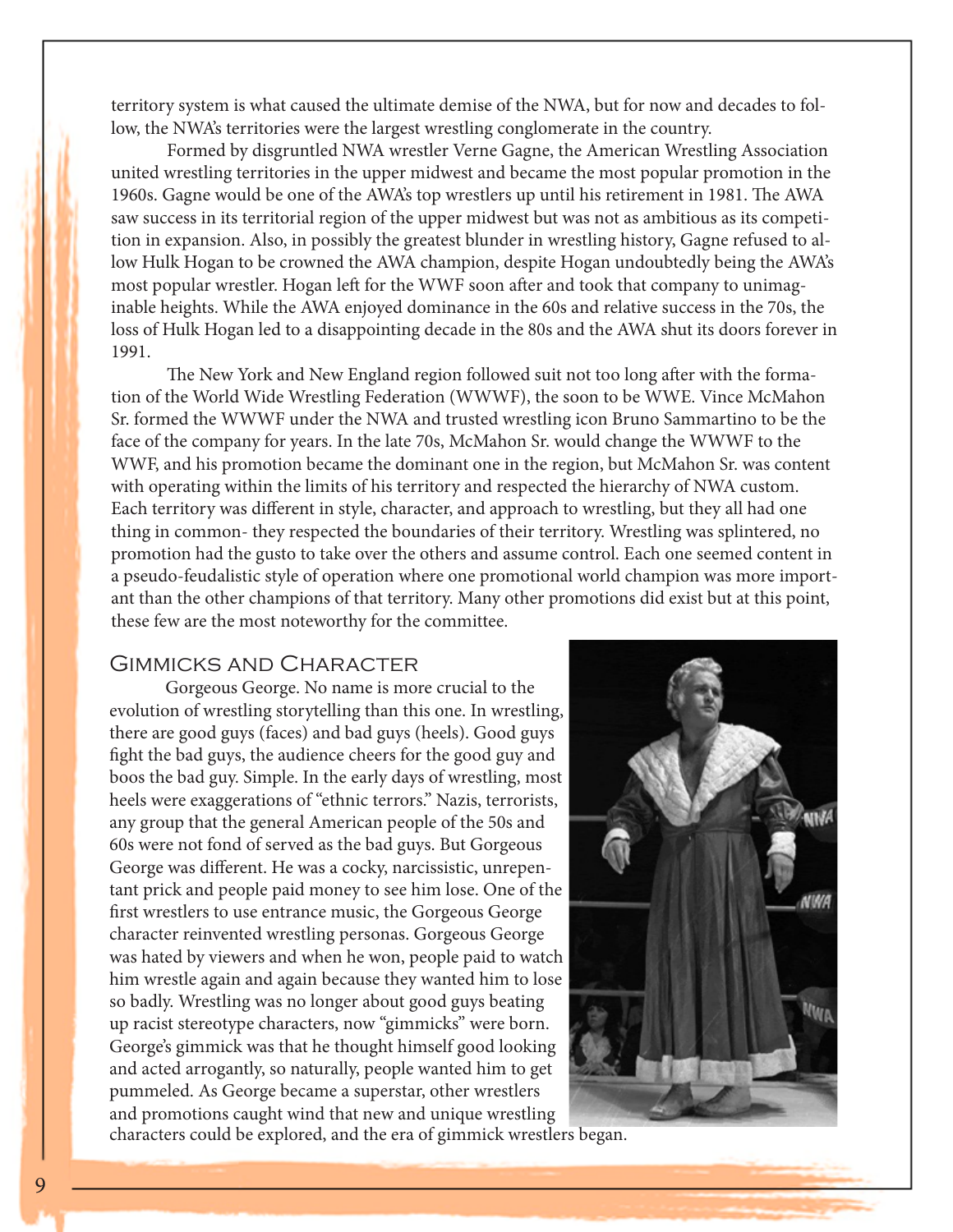territory system is what caused the ultimate demise of the NWA, but for now and decades to follow, the NWA's territories were the largest wrestling conglomerate in the country.

Formed by disgruntled NWA wrestler Verne Gagne, the American Wrestling Association united wrestling territories in the upper midwest and became the most popular promotion in the 1960s. Gagne would be one of the AWA's top wrestlers up until his retirement in 1981. The AWA saw success in its territorial region of the upper midwest but was not as ambitious as its competition in expansion. Also, in possibly the greatest blunder in wrestling history, Gagne refused to allow Hulk Hogan to be crowned the AWA champion, despite Hogan undoubtedly being the AWA's most popular wrestler. Hogan left for the WWF soon after and took that company to unimaginable heights. While the AWA enjoyed dominance in the 60s and relative success in the 70s, the loss of Hulk Hogan led to a disappointing decade in the 80s and the AWA shut its doors forever in 1991.

The New York and New England region followed suit not too long after with the formation of the World Wide Wrestling Federation (WWWF), the soon to be WWE. Vince McMahon Sr. formed the WWWF under the NWA and trusted wrestling icon Bruno Sammartino to be the face of the company for years. In the late 70s, McMahon Sr. would change the WWWF to the WWF, and his promotion became the dominant one in the region, but McMahon Sr. was content with operating within the limits of his territory and respected the hierarchy of NWA custom. Each territory was different in style, character, and approach to wrestling, but they all had one thing in common- they respected the boundaries of their territory. Wrestling was splintered, no promotion had the gusto to take over the others and assume control. Each one seemed content in a pseudo-feudalistic style of operation where one promotional world champion was more important than the other champions of that territory. Many other promotions did exist but at this point, these few are the most noteworthy for the committee.

## Gimmicks and Character

Gorgeous George. No name is more crucial to the evolution of wrestling storytelling than this one. In wrestling, there are good guys (faces) and bad guys (heels). Good guys fight the bad guys, the audience cheers for the good guy and boos the bad guy. Simple. In the early days of wrestling, most heels were exaggerations of "ethnic terrors." Nazis, terrorists, any group that the general American people of the 50s and 60s were not fond of served as the bad guys. But Gorgeous George was different. He was a cocky, narcissistic, unrepentant prick and people paid money to see him lose. One of the first wrestlers to use entrance music, the Gorgeous George character reinvented wrestling personas. Gorgeous George was hated by viewers and when he won, people paid to watch him wrestle again and again because they wanted him to lose so badly. Wrestling was no longer about good guys beating up racist stereotype characters, now "gimmicks" were born. George's gimmick was that he thought himself good looking and acted arrogantly, so naturally, people wanted him to get pummeled. As George became a superstar, other wrestlers and promotions caught wind that new and unique wrestling characters could be explored, and the era of gimmick wrestlers began.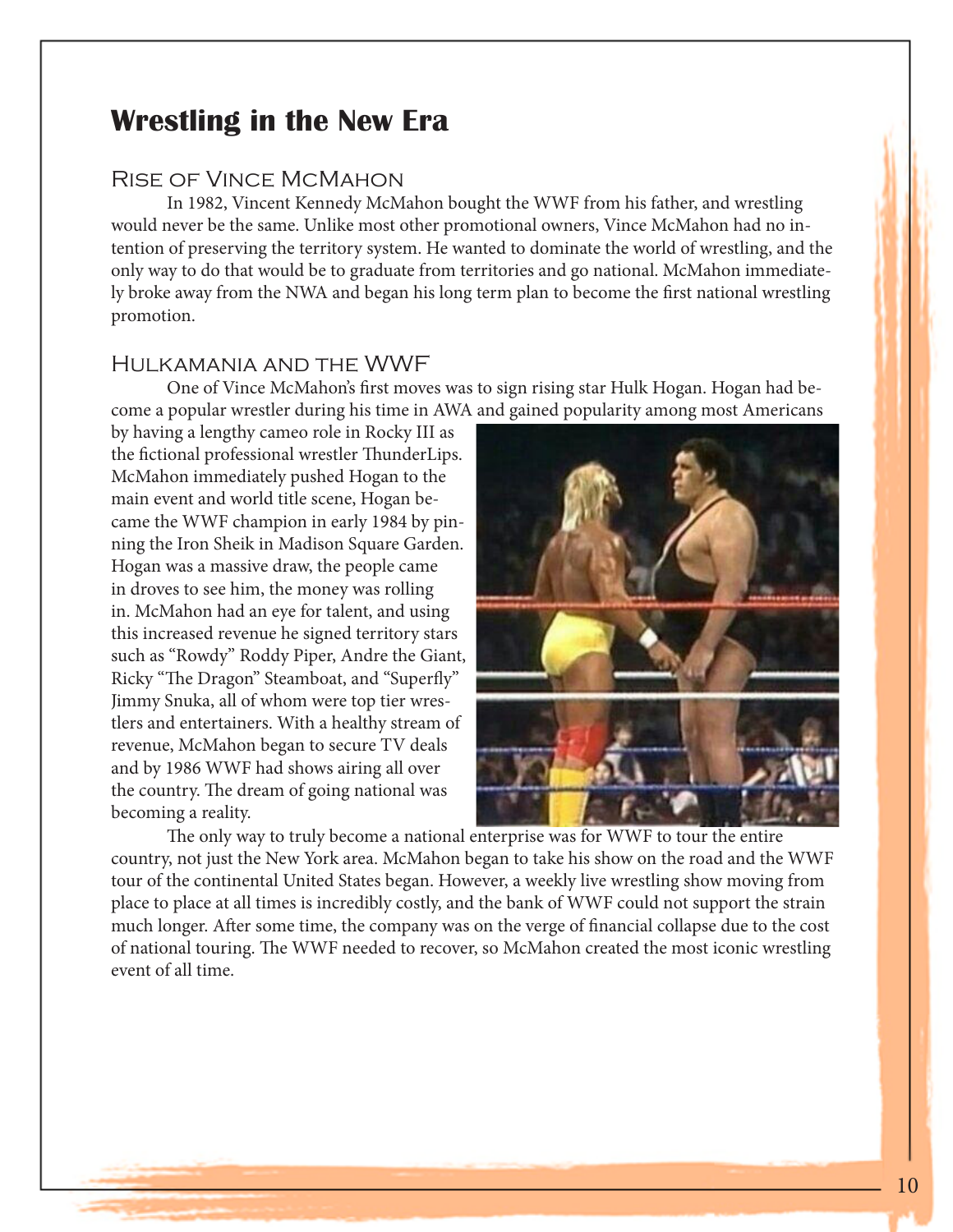# Wrestling in the New Era

## Rise of Vince McMahon

In 1982, Vincent Kennedy McMahon bought the WWF from his father, and wrestling would never be the same. Unlike most other promotional owners, Vince McMahon had no intention of preserving the territory system. He wanted to dominate the world of wrestling, and the only way to do that would be to graduate from territories and go national. McMahon immediately broke away from the NWA and began his long term plan to become the first national wrestling promotion.

## Hulkamania and the WWF

One of Vince McMahon's first moves was to sign rising star Hulk Hogan. Hogan had become a popular wrestler during his time in AWA and gained popularity among most Americans by having a lengthy cameo role in Rocky III as the fictional professional wrestler ThunderLips. McMahon immediately pushed Hogan to the main event and world title scene, Hogan became the WWF champion in early 1984 by pinning the Iron Sheik in Madison Square Garden. Hogan was a massive draw, the people came in droves to see him, the money was rolling in. McMahon had an eye for talent, and using this increased revenue he signed territory stars such as "Rowdy" Roddy Piper, Andre the Giant, Ricky "The Dragon" Steamboat, and "Superfly" Jimmy Snuka, all of whom were top tier wrestlers and entertainers. With a healthy stream of revenue, McMahon began to secure TV deals and by 1986 WWF had shows airing all over the country. The dream of going national was becoming a reality.

The only way to truly become a national enterprise was for WWF to tour the entire country, not just the New York area. McMahon began to take his show on the road and the WWF tour of the continental United States began. However, a weekly live wrestling show moving from place to place at all times is incredibly costly, and the bank of WWF could not support the strain much longer. After some time, the company was on the verge of financial collapse due to the cost of national touring. The WWF needed to recover, so McMahon created the most iconic wrestling event of all time.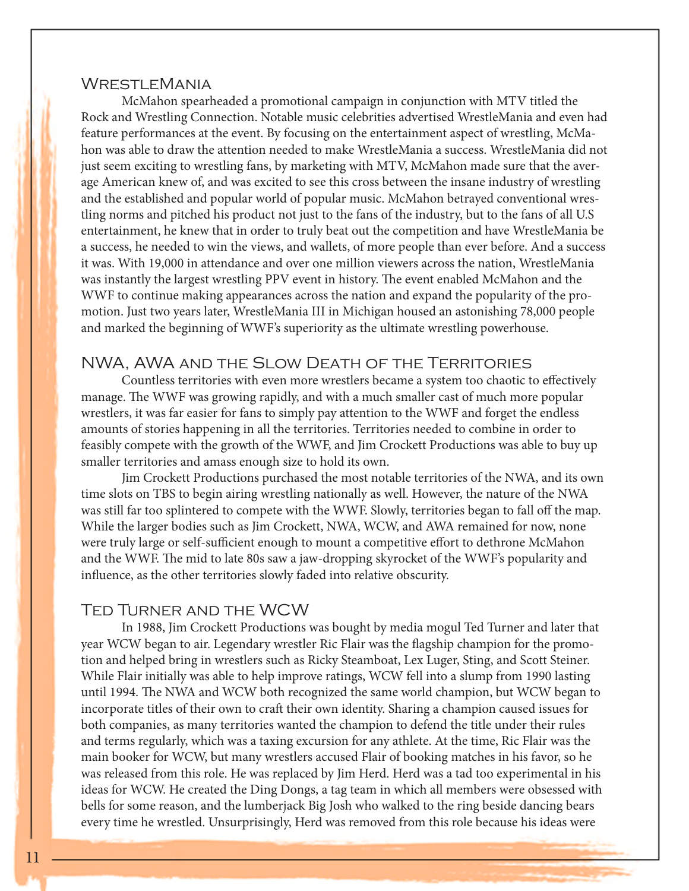## WrestleMania

McMahon spearheaded a promotional campaign in conjunction with MTV titled the Rock and Wrestling Connection. Notable music celebrities advertised WrestleMania and even had feature performances at the event. By focusing on the entertainment aspect of wrestling, McMahon was able to draw the attention needed to make WrestleMania a success. WrestleMania did not just seem exciting to wrestling fans, by marketing with MTV, McMahon made sure that the average American knew of, and was excited to see this cross between the insane industry of wrestling and the established and popular world of popular music. McMahon betrayed conventional wrestling norms and pitched his product not just to the fans of the industry, but to the fans of all U.S entertainment, he knew that in order to truly beat out the competition and have WrestleMania be a success, he needed to win the views, and wallets, of more people than ever before. And a success it was. With 19,000 in attendance and over one million viewers across the nation, WrestleMania was instantly the largest wrestling PPV event in history. The event enabled McMahon and the WWF to continue making appearances across the nation and expand the popularity of the promotion. Just two years later, WrestleMania III in Michigan housed an astonishing 78,000 people and marked the beginning of WWF's superiority as the ultimate wrestling powerhouse.

## NWA, AWA and the Slow Death of the Territories

Countless territories with even more wrestlers became a system too chaotic to effectively manage. The WWF was growing rapidly, and with a much smaller cast of much more popular wrestlers, it was far easier for fans to simply pay attention to the WWF and forget the endless amounts of stories happening in all the territories. Territories needed to combine in order to feasibly compete with the growth of the WWF, and Jim Crockett Productions was able to buy up smaller territories and amass enough size to hold its own.

Jim Crockett Productions purchased the most notable territories of the NWA, and its own time slots on TBS to begin airing wrestling nationally as well. However, the nature of the NWA was still far too splintered to compete with the WWF. Slowly, territories began to fall off the map. While the larger bodies such as Jim Crockett, NWA, WCW, and AWA remained for now, none were truly large or self-sufficient enough to mount a competitive effort to dethrone McMahon and the WWF. The mid to late 80s saw a jaw-dropping skyrocket of the WWF's popularity and influence, as the other territories slowly faded into relative obscurity.

## Ted Turner and the WCW

In 1988, Jim Crockett Productions was bought by media mogul Ted Turner and later that year WCW began to air. Legendary wrestler Ric Flair was the flagship champion for the promotion and helped bring in wrestlers such as Ricky Steamboat, Lex Luger, Sting, and Scott Steiner. While Flair initially was able to help improve ratings, WCW fell into a slump from 1990 lasting until 1994. The NWA and WCW both recognized the same world champion, but WCW began to incorporate titles of their own to craft their own identity. Sharing a champion caused issues for both companies, as many territories wanted the champion to defend the title under their rules and terms regularly, which was a taxing excursion for any athlete. At the time, Ric Flair was the main booker for WCW, but many wrestlers accused Flair of booking matches in his favor, so he was released from this role. He was replaced by Jim Herd. Herd was a tad too experimental in his ideas for WCW. He created the Ding Dongs, a tag team in which all members were obsessed with bells for some reason, and the lumberjack Big Josh who walked to the ring beside dancing bears every time he wrestled. Unsurprisingly, Herd was removed from this role because his ideas were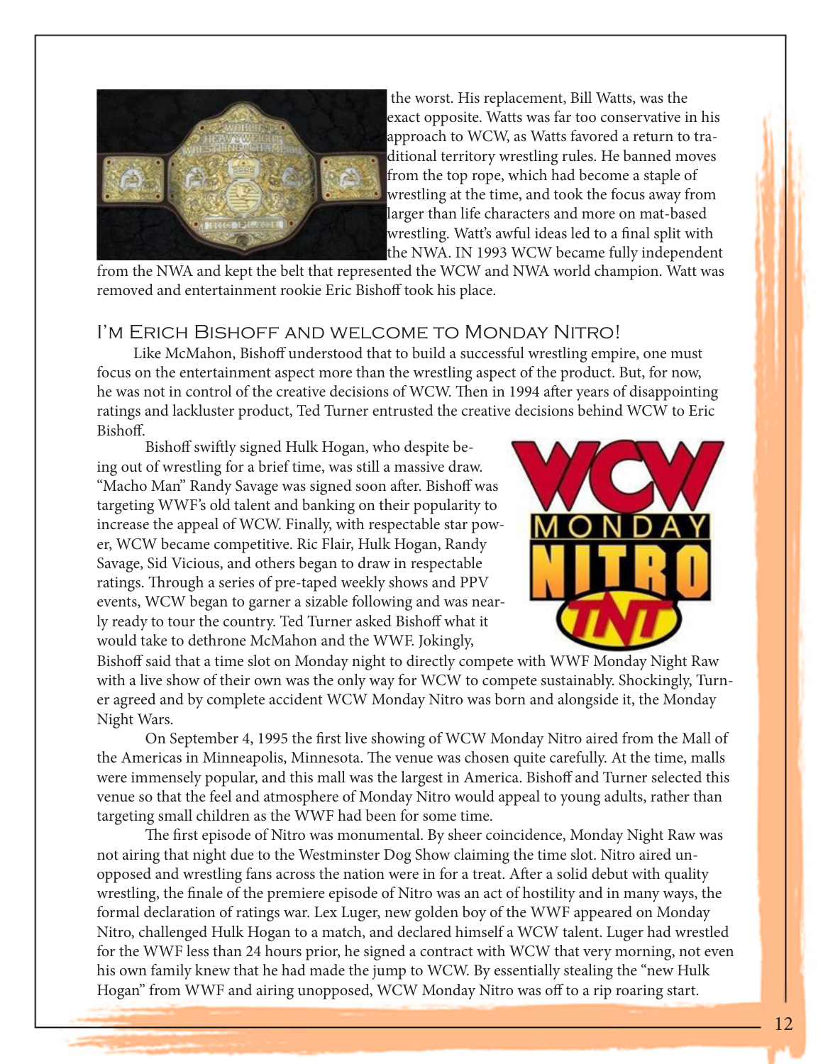the worst. His replacement, Bill Watts, was the exact opposite. Watts was far too conservative in his approach to WCW, as Watts favored a return to traditional territory wrestling rules. He banned moves from the top rope, which had become a staple of wrestling at the time, and took the focus away from larger than life characters and more on mat-based wrestling. Watt's awful ideas led to a final split with the NWA. IN 1993 WCW became fully independent from the NWA and kept the belt that represented the WCW and NWA world champion. Watt was removed and entertainment rookie Eric Bishoff took his place.

## I'm Erich Bishoff and welcome to Monday Nitro!

Like McMahon, Bishoff understood that to build a successful wrestling empire, one must focus on the entertainment aspect more than the wrestling aspect of the product. But, for now, he was not in control of the creative decisions of WCW. Then in 1994 after years of disappointing ratings and lackluster product, Ted Turner entrusted the creative decisions behind WCW to Eric Bishoff.

Bishoff swiftly signed Hulk Hogan, who despite being out of wrestling for a brief time, was still a massive draw. "Macho Man" Randy Savage was signed soon after. Bishoff was targeting WWF's old talent and banking on their popularity to increase the appeal of WCW. Finally, with respectable star power, WCW became competitive. Ric Flair, Hulk Hogan, Randy Savage, Sid Vicious, and others began to draw in respectable ratings. Through a series of pre-taped weekly shows and PPV events, WCW began to garner a sizable following and was nearly ready to tour the country. Ted Turner asked Bishoff what it would take to dethrone McMahon and the WWF. Jokingly, Bishoff said that a time slot on Monday night to directly compete with WWF Monday Night Raw with a live show of their own was the only way for WCW to compete sustainably. Shockingly, Turner agreed and by complete accident WCW Monday Nitro was born and alongside it, the Monday Night Wars.

On September 4, 1995 the first live showing of WCW Monday Nitro aired from the Mall of the Americas in Minneapolis, Minnesota. The venue was chosen quite carefully. At the time, malls were immensely popular, and this mall was the largest in America. Bishoff and Turner selected this venue so that the feel and atmosphere of Monday Nitro would appeal to young adults, rather than targeting small children as the WWF had been for some time.

The first episode of Nitro was monumental. By sheer coincidence, Monday Night Raw was not airing that night due to the Westminster Dog Show claiming the time slot. Nitro aired unopposed and wrestling fans across the nation were in for a treat. After a solid debut with quality wrestling, the finale of the premiere episode of Nitro was an act of hostility and in many ways, the formal declaration of ratings war. Lex Luger, new golden boy of the WWF appeared on Monday Nitro, challenged Hulk Hogan to a match, and declared himself a WCW talent. Luger had wrestled for the WWF less than 24 hours prior, he signed a contract with WCW that very morning, not even his own family knew that he had made the jump to WCW. By essentially stealing the "new Hulk Hogan" from WWF and airing unopposed, WCW Monday Nitro was off to a rip roaring start.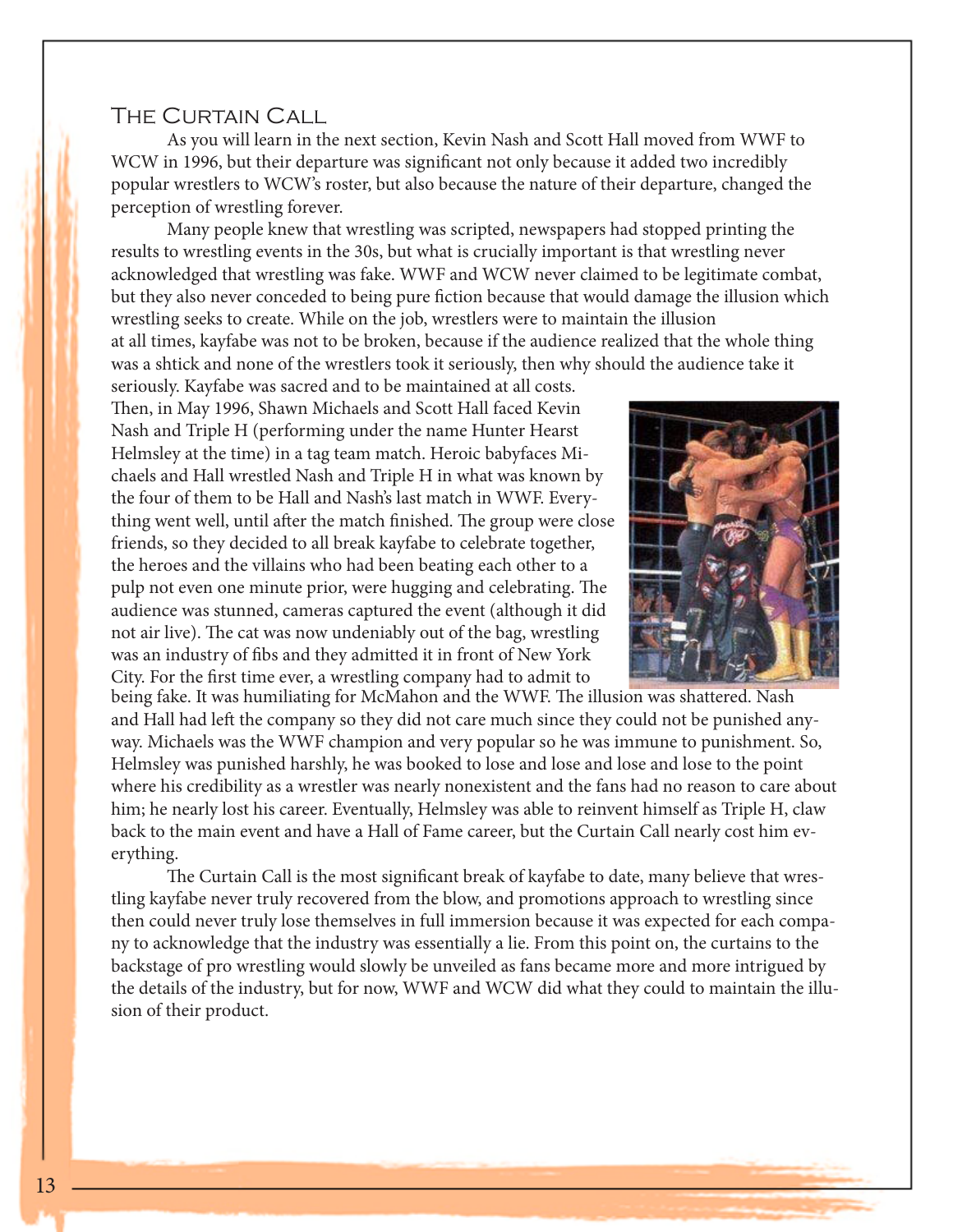## The Curtain Call

As you will learn in the next section, Kevin Nash and Scott Hall moved from WWF to WCW in 1996, but their departure was significant not only because it added two incredibly popular wrestlers to WCW's roster, but also because the nature of their departure, changed the perception of wrestling forever.

Many people knew that wrestling was scripted, newspapers had stopped printing the results to wrestling events in the 30s, but what is crucially important is that wrestling never acknowledged that wrestling was fake. WWF and WCW never claimed to be legitimate combat, but they also never conceded to being pure fiction because that would damage the illusion which wrestling seeks to create. While on the job, wrestlers were to maintain the illusion at all times, kayfabe was not to be broken, because if the audience realized that the whole thing was a shtick and none of the wrestlers took it seriously, then why should the audience take it seriously. Kayfabe was sacred and to be maintained at all costs.

Then, in May 1996, Shawn Michaels and Scott Hall faced Kevin Nash and Triple H (performing under the name Hunter Hearst Helmsley at the time) in a tag team match. Heroic babyfaces Michaels and Hall wrestled Nash and Triple H in what was known by the four of them to be Hall and Nash's last match in WWF. Everything went well, until after the match finished. The group were close friends, so they decided to all break kayfabe to celebrate together, the heroes and the villains who had been beating each other to a pulp not even one minute prior, were hugging and celebrating. The audience was stunned, cameras captured the event (although it did not air live). The cat was now undeniably out of the bag, wrestling was an industry of fibs and they admitted it in front of New York City. For the first time ever, a wrestling company had to admit to being fake. It was humiliating for McMahon and the WWF. The illusion was shattered. Nash and Hall had left the company so they did not care much since they could not be punished anyway. Michaels was the WWF champion and very popular so he was immune to punishment. So, Helmsley was punished harshly, he was booked to lose and lose and lose and lose to the point where his credibility as a wrestler was nearly nonexistent and the fans had no reason to care about him; he nearly lost his career. Eventually, Helmsley was able to reinvent himself as Triple H, claw back to the main event and have a Hall of Fame career, but the Curtain Call nearly cost him everything.

The Curtain Call is the most significant break of kayfabe to date, many believe that wrestling kayfabe never truly recovered from the blow, and promotions approach to wrestling since then could never truly lose themselves in full immersion because it was expected for each company to acknowledge that the industry was essentially a lie. From this point on, the curtains to the backstage of pro wrestling would slowly be unveiled as fans became more and more intrigued by the details of the industry, but for now, WWF and WCW did what they could to maintain the illusion of their product.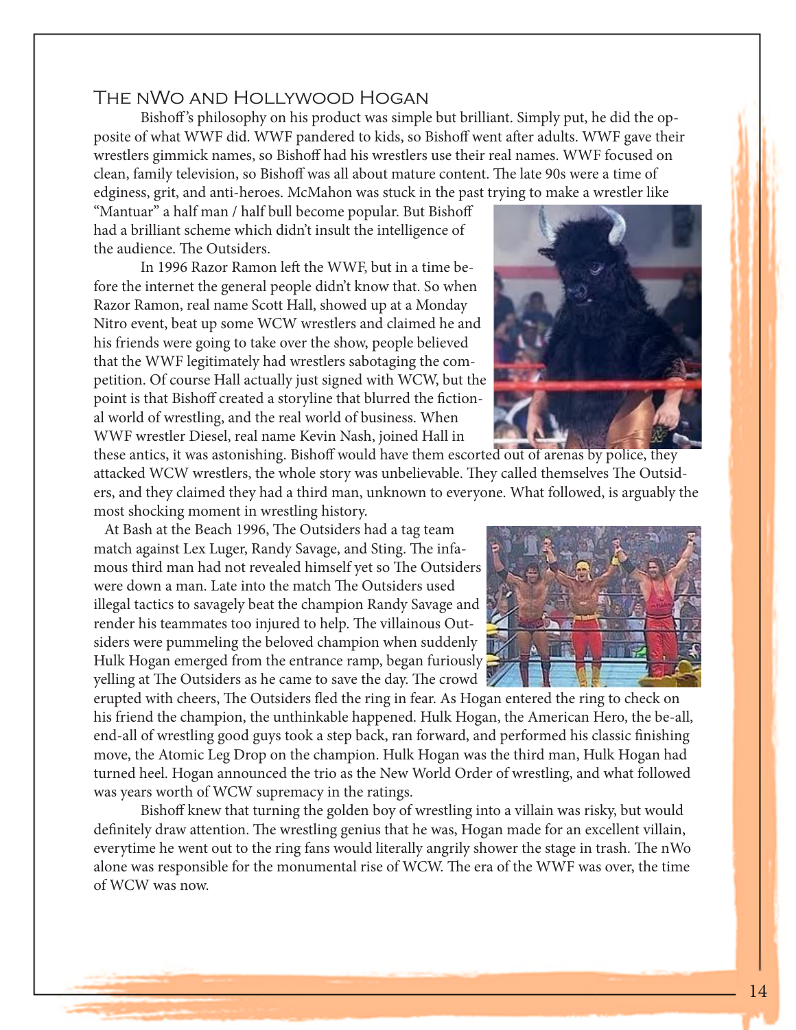## The nWo and Hollywood Hogan

Bishoff's philosophy on his product was simple but brilliant. Simply put, he did the opposite of what WWF did. WWF pandered to kids, so Bishoff went after adults. WWF gave their wrestlers gimmick names, so Bishoff had his wrestlers use their real names. WWF focused on clean, family television, so Bishoff was all about mature content. The late 90s were a time of edginess, grit, and anti-heroes. McMahon was stuck in the past trying to make a wrestler like "Mantuar" a half man / half bull become popular. But Bishoff had a brilliant scheme which didn't insult the intelligence of the audience. The Outsiders.

In 1996 Razor Ramon left the WWF, but in a time before the internet the general people didn't know that. So when Razor Ramon, real name Scott Hall, showed up at a Monday Nitro event, beat up some WCW wrestlers and claimed he and his friends were going to take over the show, people believed that the WWF legitimately had wrestlers sabotaging the competition. Of course Hall actually just signed with WCW, but the point is that Bishoff created a storyline that blurred the fictional world of wrestling, and the real world of business. When WWF wrestler Diesel, real name Kevin Nash, joined Hall in these antics, it was astonishing. Bishoff would have them escorted out of arenas by police, they attacked WCW wrestlers, the whole story was unbelievable. They called themselves The Outsiders, and they claimed they had a third man, unknown to everyone. What followed, is arguably the most shocking moment in wrestling history.

At Bash at the Beach 1996, The Outsiders had a tag team match against Lex Luger, Randy Savage, and Sting. The infamous third man had not revealed himself yet so The Outsiders were down a man. Late into the match The Outsiders used illegal tactics to savagely beat the champion Randy Savage and render his teammates too injured to help. The villainous Outsiders were pummeling the beloved champion when suddenly Hulk Hogan emerged from the entrance ramp, began furiously yelling at The Outsiders as he came to save the day. The crowd erupted with cheers, The Outsiders fled the ring in fear. As Hogan entered the ring to check on his friend the champion, the unthinkable happened. Hulk Hogan, the American Hero, the be-all, end-all of wrestling good guys took a step back, ran forward, and performed his classic finishing move, the Atomic Leg Drop on the champion. Hulk Hogan was the third man, Hulk Hogan had turned heel. Hogan announced the trio as the New World Order of wrestling, and what followed was years worth of WCW supremacy in the ratings.

Bishoff knew that turning the golden boy of wrestling into a villain was risky, but would definitely draw attention. The wrestling genius that he was, Hogan made for an excellent villain, everytime he went out to the ring fans would literally angrily shower the stage in trash. The nWo alone was responsible for the monumental rise of WCW. The era of the WWF was over, the time of WCW was now.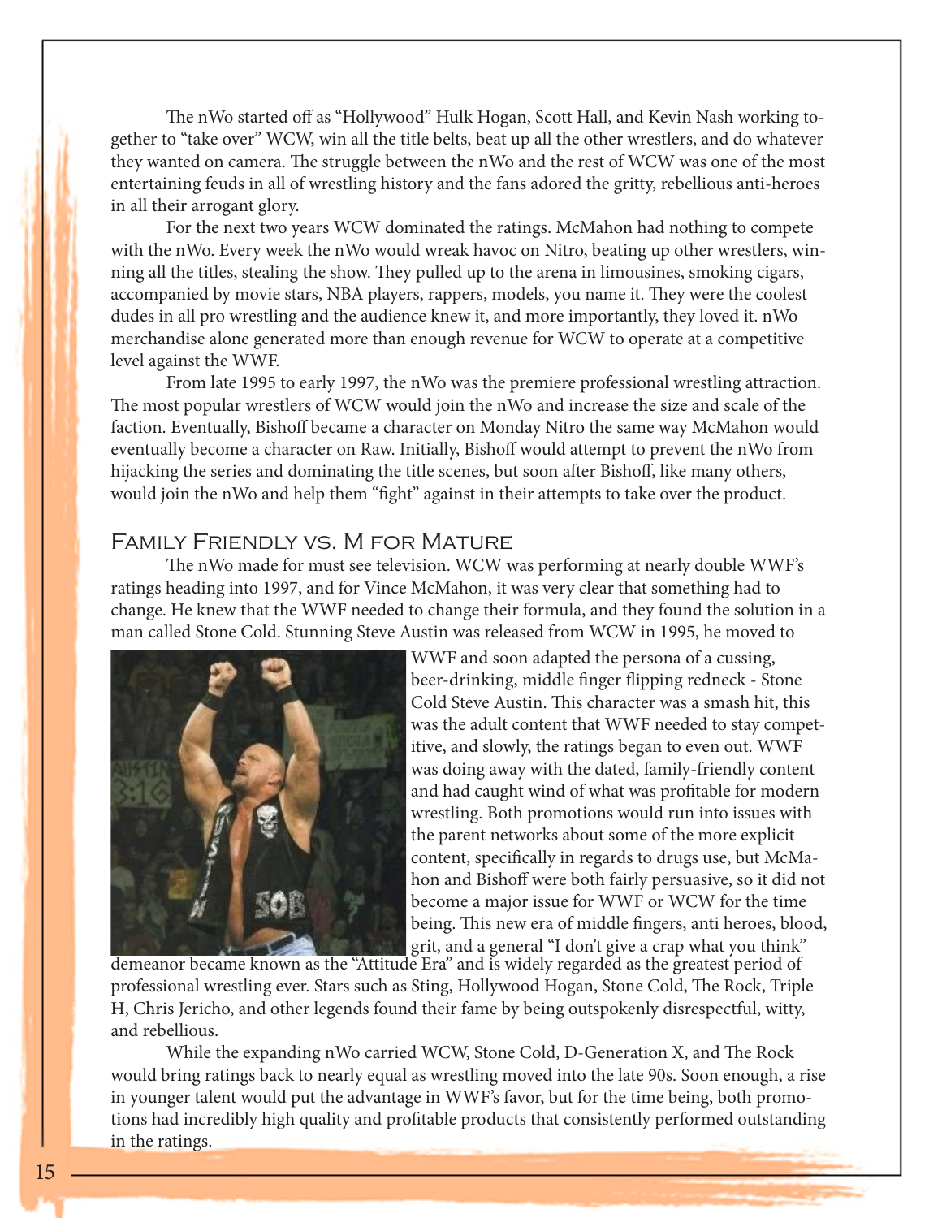The nWo started off as "Hollywood" Hulk Hogan, Scott Hall, and Kevin Nash working together to "take over" WCW, win all the title belts, beat up all the other wrestlers, and do whatever they wanted on camera. The struggle between the nWo and the rest of WCW was one of the most entertaining feuds in all of wrestling history and the fans adored the gritty, rebellious anti-heroes in all their arrogant glory.

For the next two years WCW dominated the ratings. McMahon had nothing to compete with the nWo. Every week the nWo would wreak havoc on Nitro, beating up other wrestlers, winning all the titles, stealing the show. They pulled up to the arena in limousines, smoking cigars, accompanied by movie stars, NBA players, rappers, models, you name it. They were the coolest dudes in all pro wrestling and the audience knew it, and more importantly, they loved it. nWo merchandise alone generated more than enough revenue for WCW to operate at a competitive level against the WWF.

From late 1995 to early 1997, the nWo was the premiere professional wrestling attraction. The most popular wrestlers of WCW would join the nWo and increase the size and scale of the faction. Eventually, Bishoff became a character on Monday Nitro the same way McMahon would eventually become a character on Raw. Initially, Bishoff would attempt to prevent the nWo from hijacking the series and dominating the title scenes, but soon after Bishoff, like many others, would join the nWo and help them "fight" against in their attempts to take over the product.

## Family Friendly vs. M for Mature

The nWo made for must see television. WCW was performing at nearly double WWF's ratings heading into 1997, and for Vince McMahon, it was very clear that something had to change. He knew that the WWF needed to change their formula, and they found the solution in a man called Stone Cold. Stunning Steve Austin was released from WCW in 1995, he moved to WWF and soon adapted the persona of a cussing, beer-drinking, middle finger flipping redneck - Stone Cold Steve Austin. This character was a smash hit, this was the adult content that WWF needed to stay competitive, and slowly, the ratings began to even out. WWF was doing away with the dated, family-friendly content and had caught wind of what was profitable for modern wrestling. Both promotions would run into issues with the parent networks about some of the more explicit content, specifically in regards to drugs use, but McMahon and Bishoff were both fairly persuasive, so it did not become a major issue for WWF or WCW for the time being. This new era of middle fingers, anti heroes, blood, grit, and a general "I don't give a crap what you think" demeanor became known as the "Attitude Era" and is widely regarded as the greatest period of professional wrestling ever. Stars such as Sting, Hollywood Hogan, Stone Cold, The Rock, Triple H, Chris Jericho, and other legends found their fame by being outspokenly disrespectful, witty, and rebellious.

While the expanding nWo carried WCW, Stone Cold, D-Generation X, and The Rock would bring ratings back to nearly equal as wrestling moved into the late 90s. Soon enough, a rise in younger talent would put the advantage in WWF's favor, but for the time being, both promotions had incredibly high quality and profitable products that consistently performed outstanding in the ratings.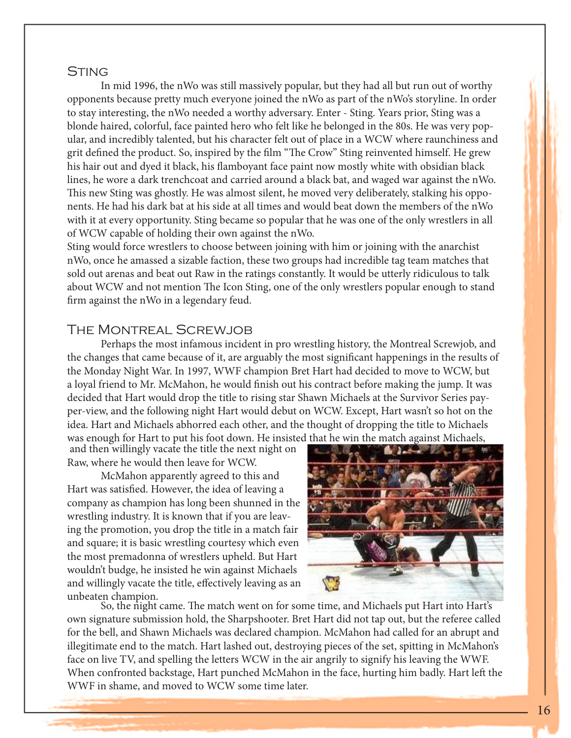## Sting

In mid 1996, the nWo was still massively popular, but they had all but run out of worthy opponents because pretty much everyone joined the nWo as part of the nWo's storyline. In order to stay interesting, the nWo needed a worthy adversary. Enter - Sting. Years prior, Sting was a blonde haired, colorful, face painted hero who felt like he belonged in the 80s. He was very popular, and incredibly talented, but his character felt out of place in a WCW where raunchiness and grit defined the product. So, inspired by the film "The Crow" Sting reinvented himself. He grew his hair out and dyed it black, his flamboyant face paint now mostly white with obsidian black lines, he wore a dark trenchcoat and carried around a black bat, and waged war against the nWo. This new Sting was ghostly. He was almost silent, he moved very deliberately, stalking his opponents. He had his dark bat at his side at all times and would beat down the members of the nWo with it at every opportunity. Sting became so popular that he was one of the only wrestlers in all of WCW capable of holding their own against the nWo.

Sting would force wrestlers to choose between joining with him or joining with the anarchist nWo, once he amassed a sizable faction, these two groups had incredible tag team matches that sold out arenas and beat out Raw in the ratings constantly. It would be utterly ridiculous to talk about WCW and not mention The Icon Sting, one of the only wrestlers popular enough to stand firm against the nWo in a legendary feud.

## The Montreal Screwjob

Perhaps the most infamous incident in pro wrestling history, the Montreal Screwjob, and the changes that came because of it, are arguably the most significant happenings in the results of the Monday Night War. In 1997, WWF champion Bret Hart had decided to move to WCW, but a loyal friend to Mr. McMahon, he would finish out his contract before making the jump. It was decided that Hart would drop the title to rising star Shawn Michaels at the Survivor Series pay-per-view, and the following night Hart would debut on WCW. Except, Hart wasn't so hot on the idea. Hart and Michaels abhorred each other, and the thought of dropping the title to Michaels was enough for Hart to put his foot down. He insisted that he win the match against Michaels, and then willingly vacate the title the next night on Raw, where he would then leave for WCW.

McMahon apparently agreed to this and Hart was satisfied. However, the idea of leaving a company as champion has long been shunned in the wrestling industry. It is known that if you are leaving the promotion, you drop the title in a match fair and square; it is basic wrestling courtesy which even the most premadonna of wrestlers upheld. But Hart wouldn't budge, he insisted he win against Michaels and willingly vacate the title, effectively leaving as an unbeaten champion.

So, the night came. The match went on for some time, and Michaels put Hart into Hart's own signature submission hold, the Sharpshooter. Bret Hart did not tap out, but the referee called for the bell, and Shawn Michaels was declared champion. McMahon had called for an abrupt and illegitimate end to the match. Hart lashed out, destroying pieces of the set, spitting in McMahon's face on live TV, and spelling the letters WCW in the air angrily to signify his leaving the WWF. When confronted backstage, Hart punched McMahon in the face, hurting him badly. Hart left the WWF in shame, and moved to WCW some time later.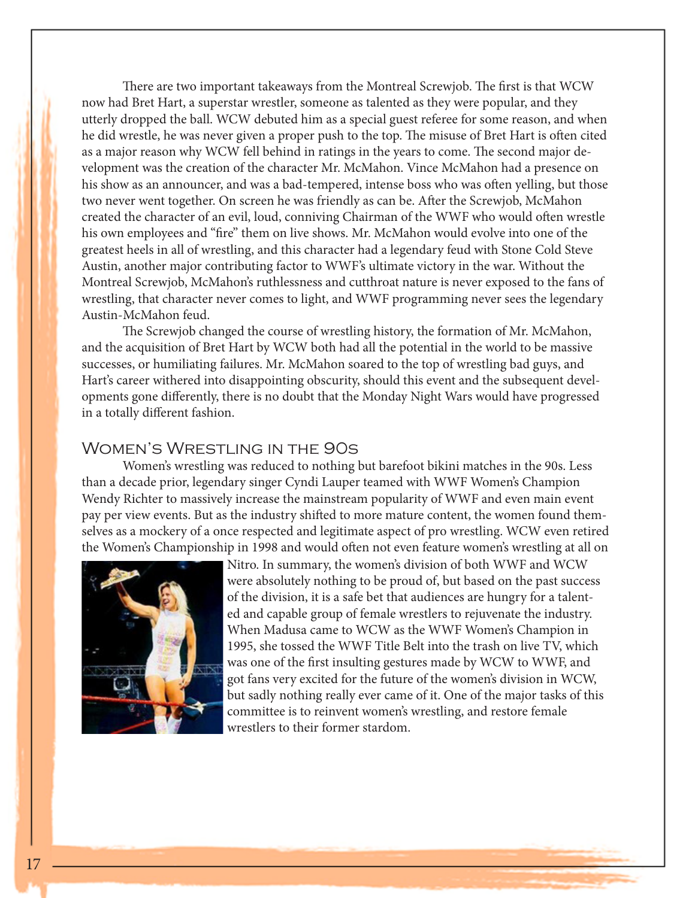There are two important takeaways from the Montreal Screwjob. The first is that WCW now had Bret Hart, a superstar wrestler, someone as talented as they were popular, and they utterly dropped the ball. WCW debuted him as a special guest referee for some reason, and when he did wrestle, he was never given a proper push to the top. The misuse of Bret Hart is often cited as a major reason why WCW fell behind in ratings in the years to come. The second major development was the creation of the character Mr. McMahon. Vince McMahon had a presence on his show as an announcer, and was a bad-tempered, intense boss who was often yelling, but those two never went together. On screen he was friendly as can be. After the Screwjob, McMahon created the character of an evil, loud, conniving Chairman of the WWF who would often wrestle his own employees and "fire" them on live shows. Mr. McMahon would evolve into one of the greatest heels in all of wrestling, and this character had a legendary feud with Stone Cold Steve Austin, another major contributing factor to WWF's ultimate victory in the war. Without the Montreal Screwjob, McMahon's ruthlessness and cutthroat nature is never exposed to the fans of wrestling, that character never comes to light, and WWF programming never sees the legendary Austin-McMahon feud.

The Screwjob changed the course of wrestling history, the formation of Mr. McMahon, and the acquisition of Bret Hart by WCW both had all the potential in the world to be massive successes, or humiliating failures. Mr. McMahon soared to the top of wrestling bad guys, and Hart's career withered into disappointing obscurity, should this event and the subsequent developments gone differently, there is no doubt that the Monday Night Wars would have progressed in a totally different fashion.

## Women's Wrestling in the 90s

Women's wrestling was reduced to nothing but barefoot bikini matches in the 90s. Less than a decade prior, legendary singer Cyndi Lauper teamed with WWF Women's Champion Wendy Richter to massively increase the mainstream popularity of WWF and even main event pay per view events. But as the industry shifted to more mature content, the women found themselves as a mockery of a once respected and legitimate aspect of pro wrestling. WCW even retired the Women's Championship in 1998 and would often not even feature women's wrestling at all on Nitro. In summary, the women's division of both WWF and WCW were absolutely nothing to be proud of, but based on the past success of the division, it is a safe bet that audiences are hungry for a talented and capable group of female wrestlers to rejuvenate the industry. When Madusa came to WCW as the WWF Women's Champion in 1995, she tossed the WWF Title Belt into the trash on live TV, which was one of the first insulting gestures made by WCW to WWF, and got fans very excited for the future of the women's division in WCW, but sadly nothing really ever came of it. One of the major tasks of this committee is to reinvent women's wrestling, and restore female wrestlers to their former stardom.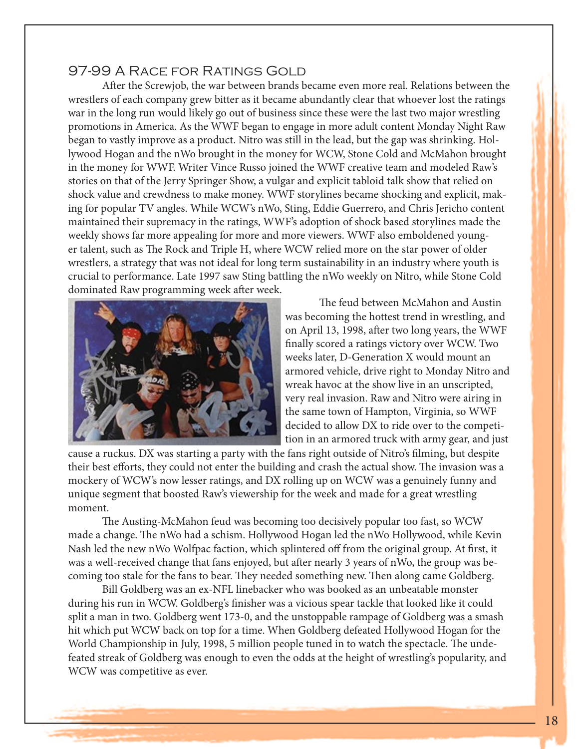## 97-99 A Race for Ratings Gold

After the Screwjob, the war between brands became even more real. Relations between the wrestlers of each company grew bitter as it became abundantly clear that whoever lost the ratings war in the long run would likely go out of business since these were the last two major wrestling promotions in America. As the WWF began to engage in more adult content Monday Night Raw began to vastly improve as a product. Nitro was still in the lead, but the gap was shrinking. Hollywood Hogan and the nWo brought in the money for WCW, Stone Cold and McMahon brought in the money for WWF. Writer Vince Russo joined the WWF creative team and modeled Raw's stories on that of the Jerry Springer Show, a vulgar and explicit tabloid talk show that relied on shock value and crewdness to make money. WWF storylines became shocking and explicit, making for popular TV angles. While WCW's nWo, Sting, Eddie Guerrero, and Chris Jericho content maintained their supremacy in the ratings, WWF's adoption of shock based storylines made the weekly shows far more appealing for more and more viewers. WWF also emboldened younger talent, such as The Rock and Triple H, where WCW relied more on the star power of older wrestlers, a strategy that was not ideal for long term sustainability in an industry where youth is crucial to performance. Late 1997 saw Sting battling the nWo weekly on Nitro, while Stone Cold dominated Raw programming week after week.

The feud between McMahon and Austin was becoming the hottest trend in wrestling, and on April 13, 1998, after two long years, the WWF finally scored a ratings victory over WCW. Two weeks later, D-Generation X would mount an armored vehicle, drive right to Monday Nitro and wreak havoc at the show live in an unscripted, very real invasion. Raw and Nitro were airing in the same town of Hampton, Virginia, so WWF decided to allow DX to ride over to the competition in an armored truck with army gear, and just cause a ruckus. DX was starting a party with the fans right outside of Nitro's filming, but despite their best efforts, they could not enter the building and crash the actual show. The invasion was a mockery of WCW's now lesser ratings, and DX rolling up on WCW was a genuinely funny and unique segment that boosted Raw's viewership for the week and made for a great wrestling moment.

The Austing-McMahon feud was becoming too decisively popular too fast, so WCW made a change. The nWo had a schism. Hollywood Hogan led the nWo Hollywood, while Kevin Nash led the new nWo Wolfpac faction, which splintered off from the original group. At first, it was a well-received change that fans enjoyed, but after nearly 3 years of nWo, the group was becoming too stale for the fans to bear. They needed something new. Then along came Goldberg.

Bill Goldberg was an ex-NFL linebacker who was booked as an unbeatable monster during his run in WCW. Goldberg's finisher was a vicious spear tackle that looked like it could split a man in two. Goldberg went 173-0, and the unstoppable rampage of Goldberg was a smash hit which put WCW back on top for a time. When Goldberg defeated Hollywood Hogan for the World Championship in July, 1998, 5 million people tuned in to watch the spectacle. The undefeated streak of Goldberg was enough to even the odds at the height of wrestling's popularity, and WCW was competitive as ever.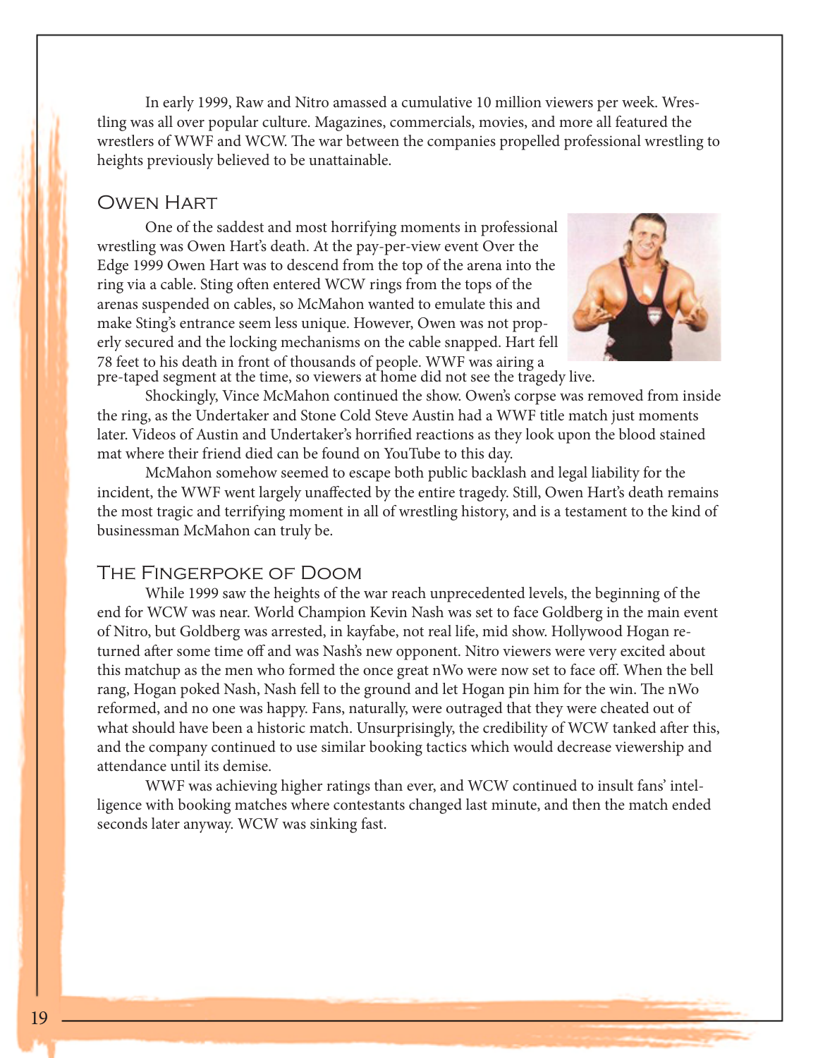In early 1999, Raw and Nitro amassed a cumulative 10 million viewers per week. Wrestling was all over popular culture. Magazines, commercials, movies, and more all featured the wrestlers of WWF and WCW. The war between the companies propelled professional wrestling to heights previously believed to be unattainable.

## Owen Hart

One of the saddest and most horrifying moments in professional wrestling was Owen Hart's death. At the pay-per-view event Over the Edge 1999 Owen Hart was to descend from the top of the arena into the ring via a cable. Sting often entered WCW rings from the tops of the arenas suspended on cables, so McMahon wanted to emulate this and make Sting's entrance seem less unique. However, Owen was not properly secured and the locking mechanisms on the cable snapped. Hart fell 78 feet to his death in front of thousands of people. WWF was airing a pre-taped segment at the time, so viewers at home did not see the tragedy live.

Shockingly, Vince McMahon continued the show. Owen's corpse was removed from inside the ring, as the Undertaker and Stone Cold Steve Austin had a WWF title match just moments later. Videos of Austin and Undertaker's horrified reactions as they look upon the blood stained mat where their friend died can be found on YouTube to this day.

McMahon somehow seemed to escape both public backlash and legal liability for the incident, the WWF went largely unaffected by the entire tragedy. Still, Owen Hart's death remains the most tragic and terrifying moment in all of wrestling history, and is a testament to the kind of businessman McMahon can truly be.

## The Fingerpoke of Doom

While 1999 saw the heights of the war reach unprecedented levels, the beginning of the end for WCW was near. World Champion Kevin Nash was set to face Goldberg in the main event of Nitro, but Goldberg was arrested, in kayfabe, not real life, mid show. Hollywood Hogan returned after some time off and was Nash's new opponent. Nitro viewers were very excited about this matchup as the men who formed the once great nWo were now set to face off. When the bell rang, Hogan poked Nash, Nash fell to the ground and let Hogan pin him for the win. The nWo reformed, and no one was happy. Fans, naturally, were outraged that they were cheated out of what should have been a historic match. Unsurprisingly, the credibility of WCW tanked after this, and the company continued to use similar booking tactics which would decrease viewership and attendance until its demise.

WWF was achieving higher ratings than ever, and WCW continued to insult fans' intelligence with booking matches where contestants changed last minute, and then the match ended seconds later anyway. WCW was sinking fast.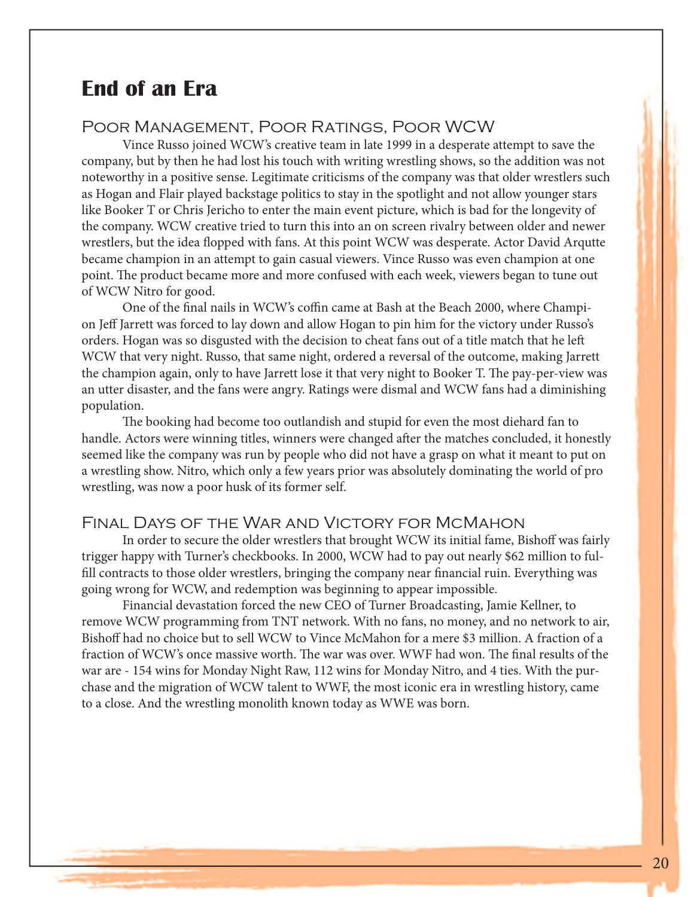# End of an Era

## Poor Management, Poor Ratings, Poor WCW

Vince Russo joined WCW's creative team in late 1999 in a desperate attempt to save the company, but by then he had lost his touch with writing wrestling shows, so the addition was not noteworthy in a positive sense. Legitimate criticisms of the company was that older wrestlers such as Hogan and Flair played backstage politics to stay in the spotlight and not allow younger stars like Booker T or Chris Jericho to enter the main event picture, which is bad for the longevity of the company. WCW creative tried to turn this into an on screen rivalry between older and newer wrestlers, but the idea flopped with fans. At this point WCW was desperate. Actor David Arqutte became champion in an attempt to gain casual viewers. Vince Russo was even champion at one point. The product became more and more confused with each week, viewers began to tune out of WCW Nitro for good.

One of the final nails in WCW's coffin came at Bash at the Beach 2000, where Champion Jeff Jarrett was forced to lay down and allow Hogan to pin him for the victory under Russo's orders. Hogan was so disgusted with the decision to cheat fans out of a title match that he left WCW that very night. Russo, that same night, ordered a reversal of the outcome, making Jarrett the champion again, only to have Jarrett lose it that very night to Booker T. The pay-per-view was an utter disaster, and the fans were angry. Ratings were dismal and WCW fans had a diminishing population.

The booking had become too outlandish and stupid for even the most diehard fan to handle. Actors were winning titles, winners were changed after the matches concluded, it honestly seemed like the company was run by people who did not have a grasp on what it meant to put on a wrestling show. Nitro, which only a few years prior was absolutely dominating the world of pro wrestling, was now a poor husk of its former self.

## Final Days of the War and Victory for McMahon

In order to secure the older wrestlers that brought WCW its initial fame, Bishoff was fairly trigger happy with Turner's checkbooks. In 2000, WCW had to pay out nearly $62 million to fulfill contracts to those older wrestlers, bringing the company near financial ruin. Everything was going wrong for WCW, and redemption was beginning to appear impossible.

Financial devastation forced the new CEO of Turner Broadcasting, Jamie Kellner, to remove WCW programming from TNT network. With no fans, no money, and no network to air, Bishoff had no choice but to sell WCW to Vince McMahon for a mere $3 million. A fraction of a fraction of WCW's once massive worth. The war was over. WWF had won. The final results of the war are - 154 wins for Monday Night Raw, 112 wins for Monday Nitro, and 4 ties. With the purchase and the migration of WCW talent to WWF, the most iconic era in wrestling history, came to a close. And the wrestling monolith known today as WWE was born.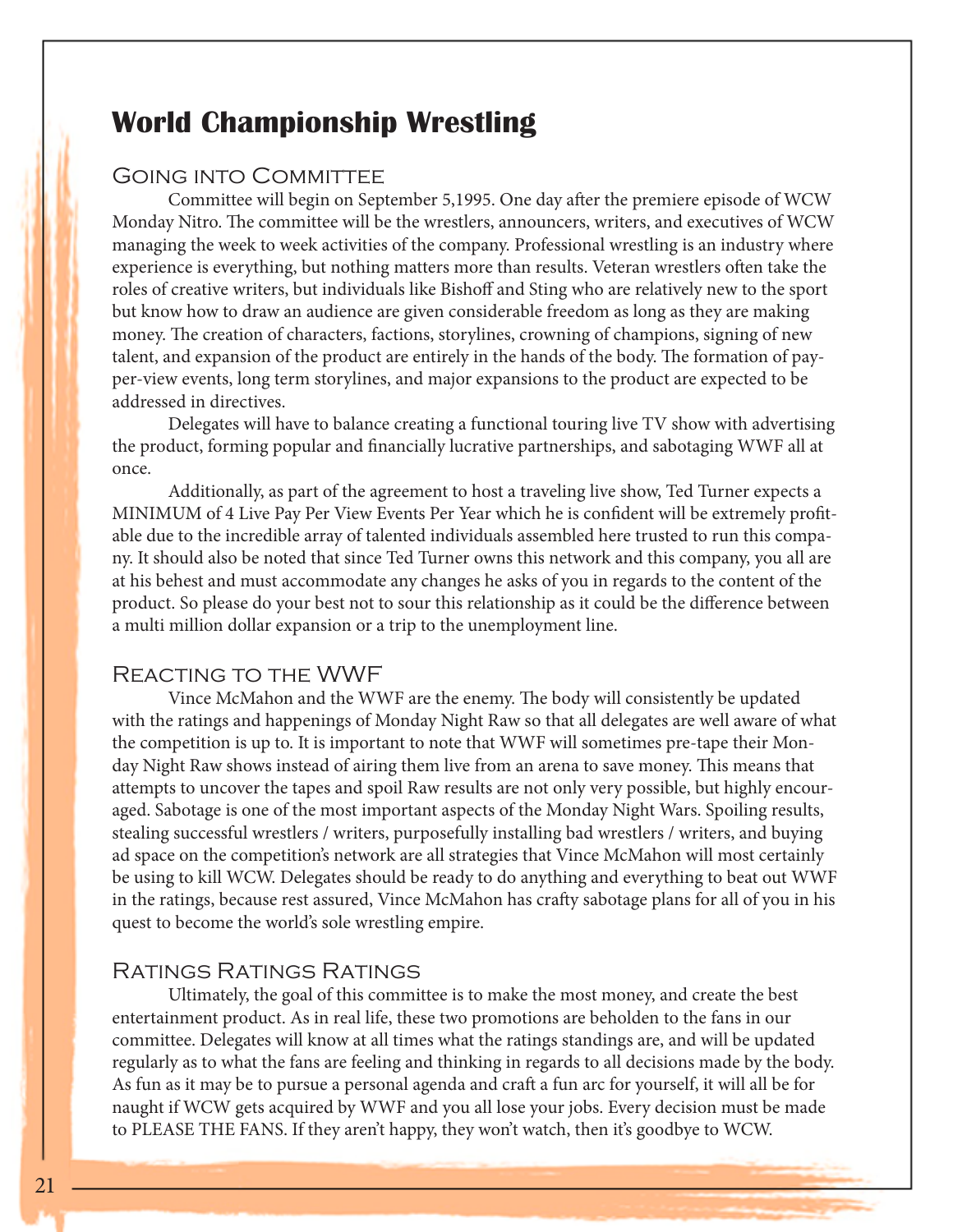# World Championship Wrestling

## Going into Committee

Committee will begin on September 5,1995. One day after the premiere episode of WCW Monday Nitro. The committee will be the wrestlers, announcers, writers, and executives of WCW managing the week to week activities of the company. Professional wrestling is an industry where experience is everything, but nothing matters more than results. Veteran wrestlers often take the roles of creative writers, but individuals like Bishoff and Sting who are relatively new to the sport but know how to draw an audience are given considerable freedom as long as they are making money. The creation of characters, factions, storylines, crowning of champions, signing of new talent, and expansion of the product are entirely in the hands of the body. The formation of pay-per-view events, long term storylines, and major expansions to the product are expected to be addressed in directives.

Delegates will have to balance creating a functional touring live TV show with advertising the product, forming popular and financially lucrative partnerships, and sabotaging WWF all at once.

Additionally, as part of the agreement to host a traveling live show, Ted Turner expects a MINIMUM of 4 Live Pay Per View Events Per Year which he is confident will be extremely profitable due to the incredible array of talented individuals assembled here trusted to run this company. It should also be noted that since Ted Turner owns this network and this company, you all are at his behest and must accommodate any changes he asks of you in regards to the content of the product. So please do your best not to sour this relationship as it could be the difference between a multi million dollar expansion or a trip to the unemployment line.

## Reacting to the WWF

Vince McMahon and the WWF are the enemy. The body will consistently be updated with the ratings and happenings of Monday Night Raw so that all delegates are well aware of what the competition is up to. It is important to note that WWF will sometimes pre-tape their Monday Night Raw shows instead of airing them live from an arena to save money. This means that attempts to uncover the tapes and spoil Raw results are not only very possible, but highly encouraged. Sabotage is one of the most important aspects of the Monday Night Wars. Spoiling results, stealing successful wrestlers / writers, purposefully installing bad wrestlers / writers, and buying ad space on the competition's network are all strategies that Vince McMahon will most certainly be using to kill WCW. Delegates should be ready to do anything and everything to beat out WWF in the ratings, because rest assured, Vince McMahon has crafty sabotage plans for all of you in his quest to become the world's sole wrestling empire.

## Ratings Ratings Ratings

Ultimately, the goal of this committee is to make the most money, and create the best entertainment product. As in real life, these two promotions are beholden to the fans in our committee. Delegates will know at all times what the ratings standings are, and will be updated regularly as to what the fans are feeling and thinking in regards to all decisions made by the body. As fun as it may be to pursue a personal agenda and craft a fun arc for yourself, it will all be for naught if WCW gets acquired by WWF and you all lose your jobs. Every decision must be made to PLEASE THE FANS. If they aren't happy, they won't watch, then it's goodbye to WCW.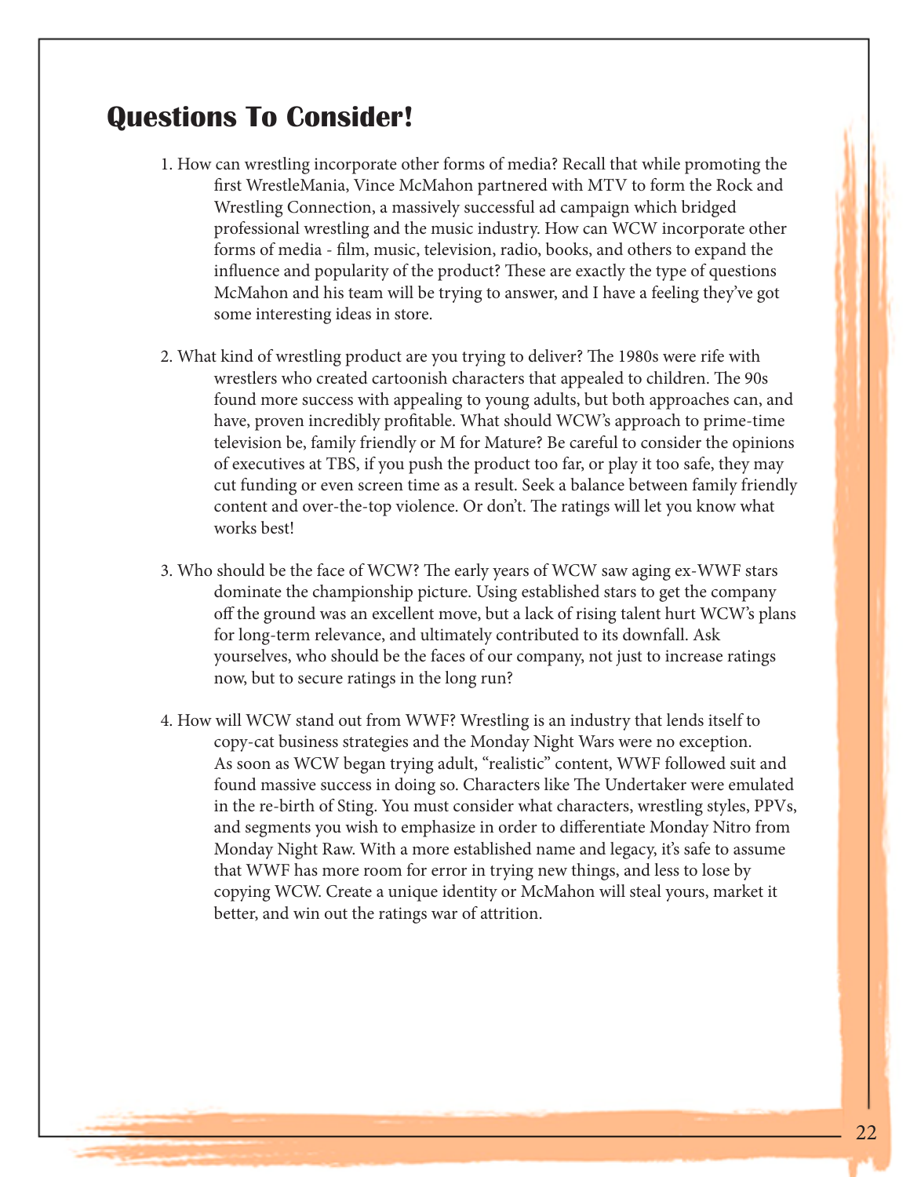# Questions To Consider!

1. How can wrestling incorporate other forms of media? Recall that while promoting the first WrestleMania, Vince McMahon partnered with MTV to form the Rock and Wrestling Connection, a massively successful ad campaign which bridged professional wrestling and the music industry. How can WCW incorporate other forms of media - film, music, television, radio, books, and others to expand the influence and popularity of the product? These are exactly the type of questions McMahon and his team will be trying to answer, and I have a feeling they've got some interesting ideas in store.

2. What kind of wrestling product are you trying to deliver? The 1980s were rife with wrestlers who created cartoonish characters that appealed to children. The 90s found more success with appealing to young adults, but both approaches can, and have, proven incredibly profitable. What should WCW's approach to prime-time television be, family friendly or M for Mature? Be careful to consider the opinions of executives at TBS, if you push the product too far, or play it too safe, they may cut funding or even screen time as a result. Seek a balance between family friendly content and over-the-top violence. Or don't. The ratings will let you know what works best!

3. Who should be the face of WCW? The early years of WCW saw aging ex-WWF stars dominate the championship picture. Using established stars to get the company off the ground was an excellent move, but a lack of rising talent hurt WCW's plans for long-term relevance, and ultimately contributed to its downfall. Ask yourselves, who should be the faces of our company, not just to increase ratings now, but to secure ratings in the long run?

4. How will WCW stand out from WWF? Wrestling is an industry that lends itself to copy-cat business strategies and the Monday Night Wars were no exception. As soon as WCW began trying adult, "realistic" content, WWF followed suit and found massive success in doing so. Characters like The Undertaker were emulated in the re-birth of Sting. You must consider what characters, wrestling styles, PPVs, and segments you wish to emphasize in order to differentiate Monday Nitro from Monday Night Raw. With a more established name and legacy, it's safe to assume that WWF has more room for error in trying new things, and less to lose by copying WCW. Create a unique identity or McMahon will steal yours, market it better, and win out the ratings war of attrition.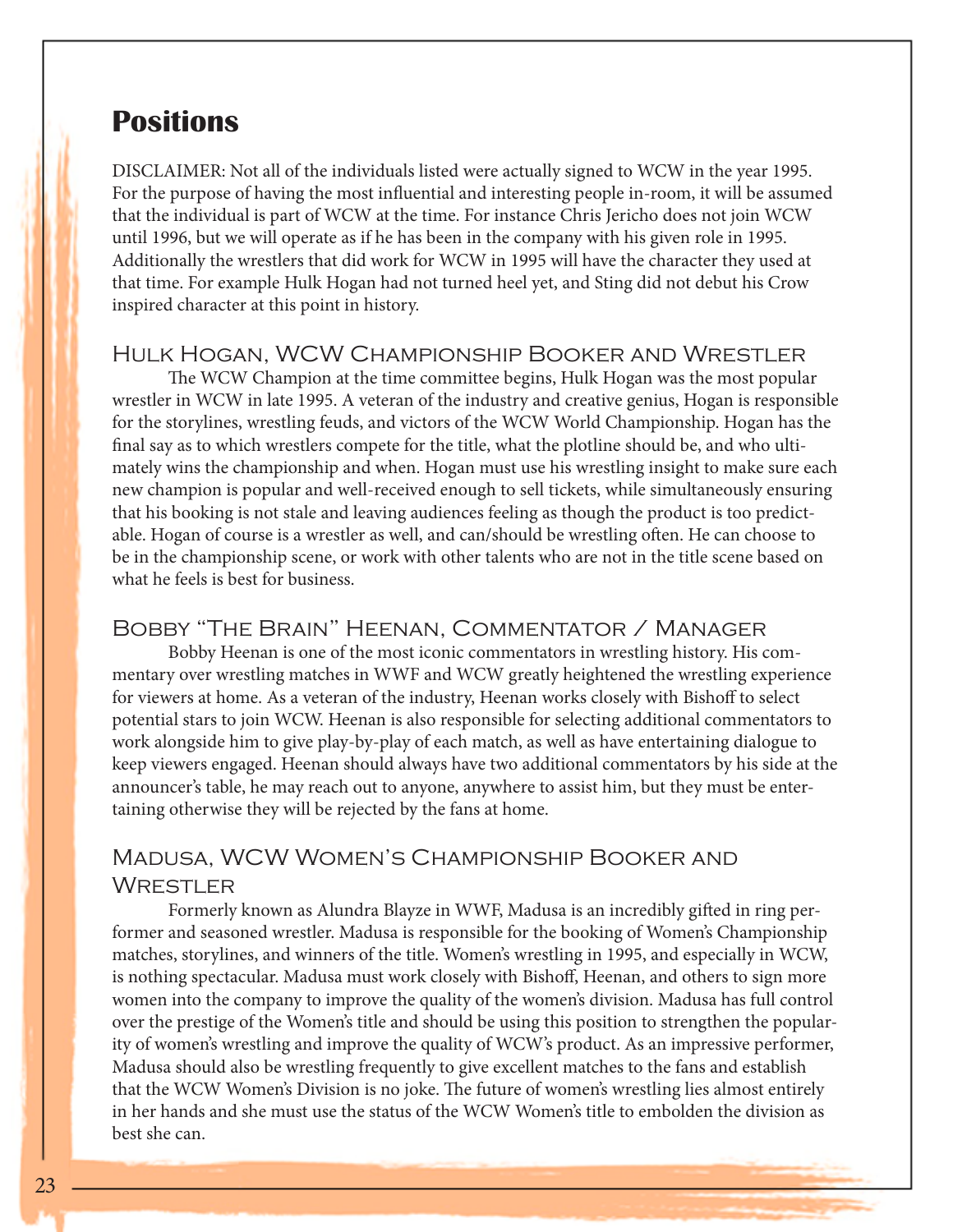# Positions

DISCLAIMER: Not all of the individuals listed were actually signed to WCW in the year 1995. For the purpose of having the most influential and interesting people in-room, it will be assumed that the individual is part of WCW at the time. For instance Chris Jericho does not join WCW until 1996, but we will operate as if he has been in the company with his given role in 1995. Additionally the wrestlers that did work for WCW in 1995 will have the character they used at that time. For example Hulk Hogan had not turned heel yet, and Sting did not debut his Crow inspired character at this point in history.

## Hulk Hogan, WCW Championship Booker and Wrestler

The WCW Champion at the time committee begins, Hulk Hogan was the most popular wrestler in WCW in late 1995. A veteran of the industry and creative genius, Hogan is responsible for the storylines, wrestling feuds, and victors of the WCW World Championship. Hogan has the final say as to which wrestlers compete for the title, what the plotline should be, and who ultimately wins the championship and when. Hogan must use his wrestling insight to make sure each new champion is popular and well-received enough to sell tickets, while simultaneously ensuring that his booking is not stale and leaving audiences feeling as though the product is too predictable. Hogan of course is a wrestler as well, and can/should be wrestling often. He can choose to be in the championship scene, or work with other talents who are not in the title scene based on what he feels is best for business.

## Bobby "The Brain" Heenan, Commentator / Manager

Bobby Heenan is one of the most iconic commentators in wrestling history. His commentary over wrestling matches in WWF and WCW greatly heightened the wrestling experience for viewers at home. As a veteran of the industry, Heenan works closely with Bishoff to select potential stars to join WCW. Heenan is also responsible for selecting additional commentators to work alongside him to give play-by-play of each match, as well as have entertaining dialogue to keep viewers engaged. Heenan should always have two additional commentators by his side at the announcer's table, he may reach out to anyone, anywhere to assist him, but they must be entertaining otherwise they will be rejected by the fans at home.

## Madusa, WCW Women's Championship Booker and Wrestler

Formerly known as Alundra Blayze in WWF, Madusa is an incredibly gifted in ring performer and seasoned wrestler. Madusa is responsible for the booking of Women's Championship matches, storylines, and winners of the title. Women's wrestling in 1995, and especially in WCW, is nothing spectacular. Madusa must work closely with Bishoff, Heenan, and others to sign more women into the company to improve the quality of the women's division. Madusa has full control over the prestige of the Women's title and should be using this position to strengthen the popularity of women's wrestling and improve the quality of WCW's product. As an impressive performer, Madusa should also be wrestling frequently to give excellent matches to the fans and establish that the WCW Women's Division is no joke. The future of women's wrestling lies almost entirely in her hands and she must use the status of the WCW Women's title to embolden the division as best she can.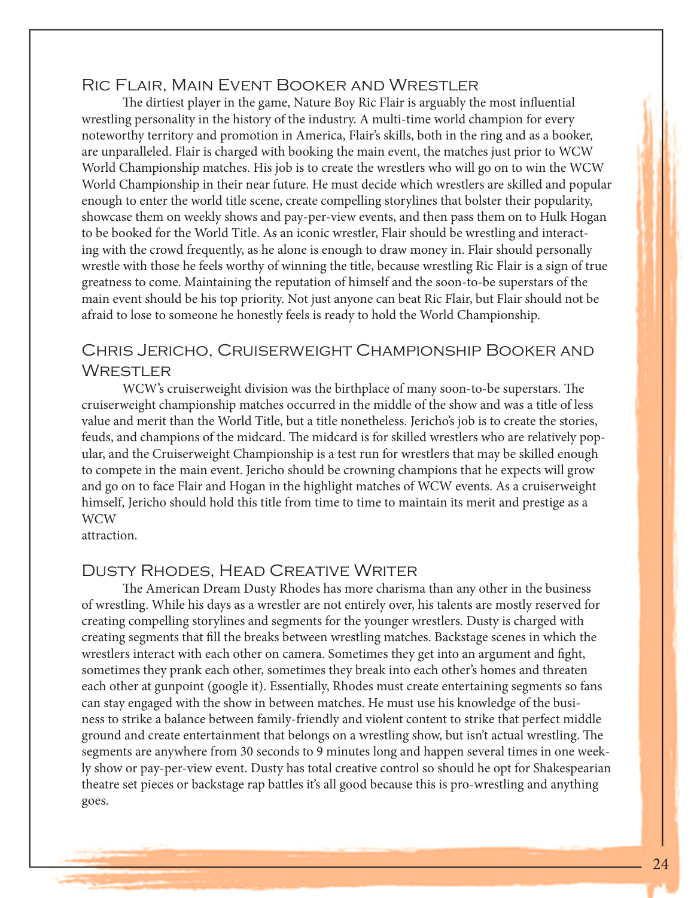## Ric Flair, Main Event Booker and Wrestler

The dirtiest player in the game, Nature Boy Ric Flair is arguably the most influential wrestling personality in the history of the industry. A multi-time world champion for every noteworthy territory and promotion in America, Flair's skills, both in the ring and as a booker, are unparalleled. Flair is charged with booking the main event, the matches just prior to WCW World Championship matches. His job is to create the wrestlers who will go on to win the WCW World Championship in their near future. He must decide which wrestlers are skilled and popular enough to enter the world title scene, create compelling storylines that bolster their popularity, showcase them on weekly shows and pay-per-view events, and then pass them on to Hulk Hogan to be booked for the World Title. As an iconic wrestler, Flair should be wrestling and interacting with the crowd frequently, as he alone is enough to draw money in. Flair should personally wrestle with those he feels worthy of winning the title, because wrestling Ric Flair is a sign of true greatness to come. Maintaining the reputation of himself and the soon-to-be superstars of the main event should be his top priority. Not just anyone can beat Ric Flair, but Flair should not be afraid to lose to someone he honestly feels is ready to hold the World Championship.

## Chris Jericho, Cruiserweight Championship Booker and Wrestler

WCW's cruiserweight division was the birthplace of many soon-to-be superstars. The cruiserweight championship matches occurred in the middle of the show and was a title of less value and merit than the World Title, but a title nonetheless. Jericho's job is to create the stories, feuds, and champions of the midcard. The midcard is for skilled wrestlers who are relatively popular, and the Cruiserweight Championship is a test run for wrestlers that may be skilled enough to compete in the main event. Jericho should be crowning champions that he expects will grow and go on to face Flair and Hogan in the highlight matches of WCW events. As a cruiserweight himself, Jericho should hold this title from time to time to maintain its merit and prestige as a WCW attraction.

## Dusty Rhodes, Head Creative Writer

The American Dream Dusty Rhodes has more charisma than any other in the business of wrestling. While his days as a wrestler are not entirely over, his talents are mostly reserved for creating compelling storylines and segments for the younger wrestlers. Dusty is charged with creating segments that fill the breaks between wrestling matches. Backstage scenes in which the wrestlers interact with each other on camera. Sometimes they get into an argument and fight, sometimes they prank each other, sometimes they break into each other's homes and threaten each other at gunpoint (google it). Essentially, Rhodes must create entertaining segments so fans can stay engaged with the show in between matches. He must use his knowledge of the business to strike a balance between family-friendly and violent content to strike that perfect middle ground and create entertainment that belongs on a wrestling show, but isn't actual wrestling. The segments are anywhere from 30 seconds to 9 minutes long and happen several times in one weekly show or pay-per-view event. Dusty has total creative control so should he opt for Shakespearian theatre set pieces or backstage rap battles it's all good because this is pro-wrestling and anything goes.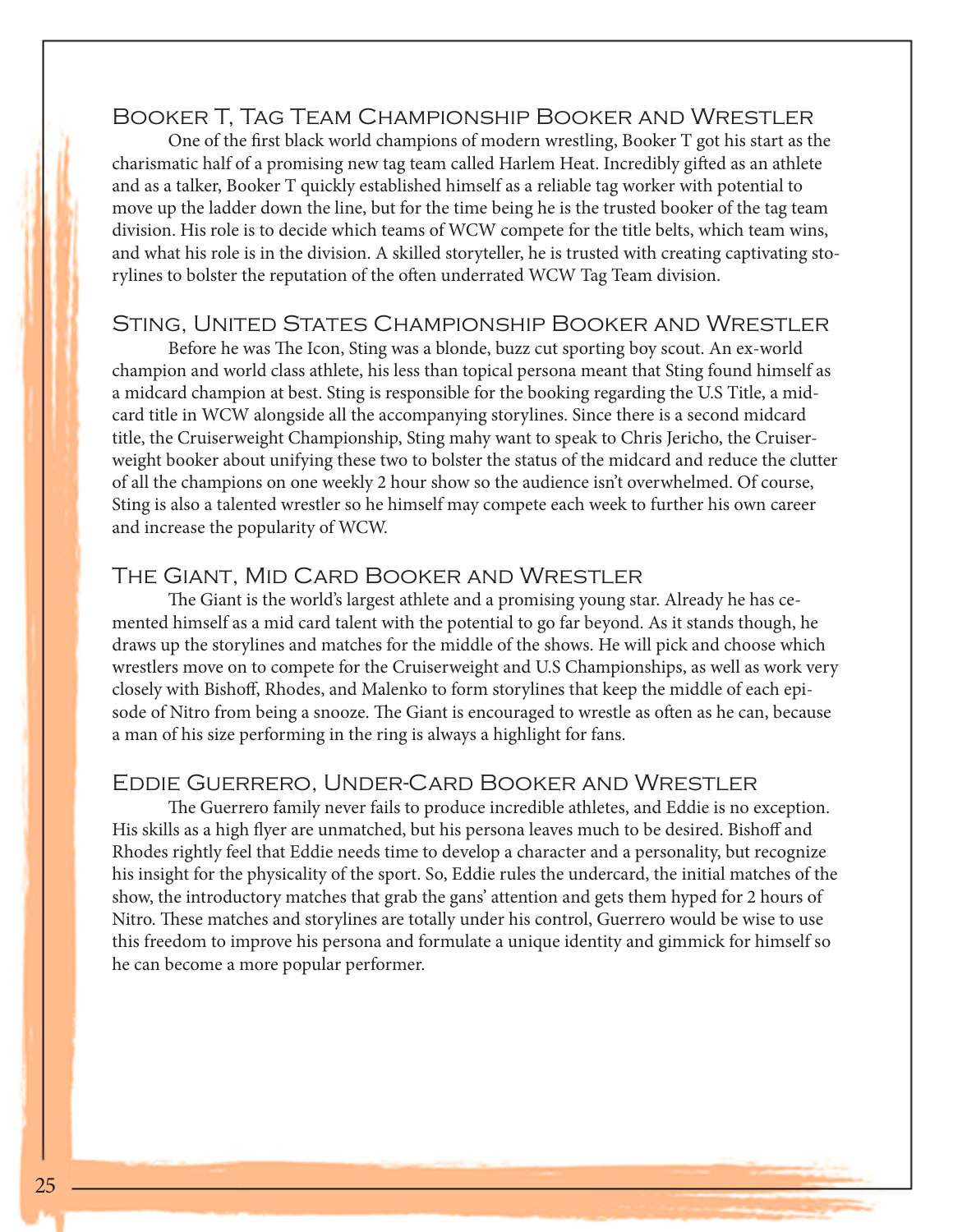## Booker T, Tag Team Championship Booker and Wrestler

One of the first black world champions of modern wrestling, Booker T got his start as the charismatic half of a promising new tag team called Harlem Heat. Incredibly gifted as an athlete and as a talker, Booker T quickly established himself as a reliable tag worker with potential to move up the ladder down the line, but for the time being he is the trusted booker of the tag team division. His role is to decide which teams of WCW compete for the title belts, which team wins, and what his role is in the division. A skilled storyteller, he is trusted with creating captivating storylines to bolster the reputation of the often underrated WCW Tag Team division.

## Sting, United States Championship Booker and Wrestler

Before he was The Icon, Sting was a blonde, buzz cut sporting boy scout. An ex-world champion and world class athlete, his less than topical persona meant that Sting found himself as a midcard champion at best. Sting is responsible for the booking regarding the U.S Title, a midcard title in WCW alongside all the accompanying storylines. Since there is a second midcard title, the Cruiserweight Championship, Sting mahy want to speak to Chris Jericho, the Cruiserweight booker about unifying these two to bolster the status of the midcard and reduce the clutter of all the champions on one weekly 2 hour show so the audience isn't overwhelmed. Of course, Sting is also a talented wrestler so he himself may compete each week to further his own career and increase the popularity of WCW.

## The Giant, Mid Card Booker and Wrestler

The Giant is the world's largest athlete and a promising young star. Already he has cemented himself as a mid card talent with the potential to go far beyond. As it stands though, he draws up the storylines and matches for the middle of the shows. He will pick and choose which wrestlers move on to compete for the Cruiserweight and U.S Championships, as well as work very closely with Bishoff, Rhodes, and Malenko to form storylines that keep the middle of each episode of Nitro from being a snooze. The Giant is encouraged to wrestle as often as he can, because a man of his size performing in the ring is always a highlight for fans.

## Eddie Guerrero, Under-Card Booker and Wrestler

The Guerrero family never fails to produce incredible athletes, and Eddie is no exception. His skills as a high flyer are unmatched, but his persona leaves much to be desired. Bishoff and Rhodes rightly feel that Eddie needs time to develop a character and a personality, but recognize his insight for the physicality of the sport. So, Eddie rules the undercard, the initial matches of the show, the introductory matches that grab the gans' attention and gets them hyped for 2 hours of Nitro. These matches and storylines are totally under his control, Guerrero would be wise to use this freedom to improve his persona and formulate a unique identity and gimmick for himself so he can become a more popular performer.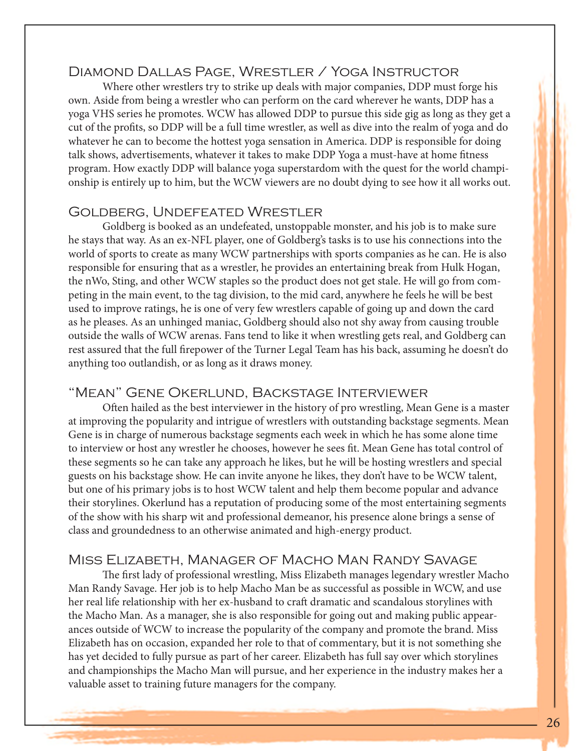## Diamond Dallas Page, Wrestler / Yoga Instructor

Where other wrestlers try to strike up deals with major companies, DDP must forge his own. Aside from being a wrestler who can perform on the card wherever he wants, DDP has a yoga VHS series he promotes. WCW has allowed DDP to pursue this side gig as long as they get a cut of the profits, so DDP will be a full time wrestler, as well as dive into the realm of yoga and do whatever he can to become the hottest yoga sensation in America. DDP is responsible for doing talk shows, advertisements, whatever it takes to make DDP Yoga a must-have at home fitness program. How exactly DDP will balance yoga superstardom with the quest for the world championship is entirely up to him, but the WCW viewers are no doubt dying to see how it all works out.

## Goldberg, Undefeated Wrestler

Goldberg is booked as an undefeated, unstoppable monster, and his job is to make sure he stays that way. As an ex-NFL player, one of Goldberg's tasks is to use his connections into the world of sports to create as many WCW partnerships with sports companies as he can. He is also responsible for ensuring that as a wrestler, he provides an entertaining break from Hulk Hogan, the nWo, Sting, and other WCW staples so the product does not get stale. He will go from competing in the main event, to the tag division, to the mid card, anywhere he feels he will be best used to improve ratings, he is one of very few wrestlers capable of going up and down the card as he pleases. As an unhinged maniac, Goldberg should also not shy away from causing trouble outside the walls of WCW arenas. Fans tend to like it when wrestling gets real, and Goldberg can rest assured that the full firepower of the Turner Legal Team has his back, assuming he doesn't do anything too outlandish, or as long as it draws money.

## "Mean" Gene Okerlund, Backstage Interviewer

Often hailed as the best interviewer in the history of pro wrestling, Mean Gene is a master at improving the popularity and intrigue of wrestlers with outstanding backstage segments. Mean Gene is in charge of numerous backstage segments each week in which he has some alone time to interview or host any wrestler he chooses, however he sees fit. Mean Gene has total control of these segments so he can take any approach he likes, but he will be hosting wrestlers and special guests on his backstage show. He can invite anyone he likes, they don't have to be WCW talent, but one of his primary jobs is to host WCW talent and help them become popular and advance their storylines. Okerlund has a reputation of producing some of the most entertaining segments of the show with his sharp wit and professional demeanor, his presence alone brings a sense of class and groundedness to an otherwise animated and high-energy product.

## Miss Elizabeth, Manager of Macho Man Randy Savage

The first lady of professional wrestling, Miss Elizabeth manages legendary wrestler Macho Man Randy Savage. Her job is to help Macho Man be as successful as possible in WCW, and use her real life relationship with her ex-husband to craft dramatic and scandalous storylines with the Macho Man. As a manager, she is also responsible for going out and making public appearances outside of WCW to increase the popularity of the company and promote the brand. Miss Elizabeth has on occasion, expanded her role to that of commentary, but it is not something she has yet decided to fully pursue as part of her career. Elizabeth has full say over which storylines and championships the Macho Man will pursue, and her experience in the industry makes her a valuable asset to training future managers for the company.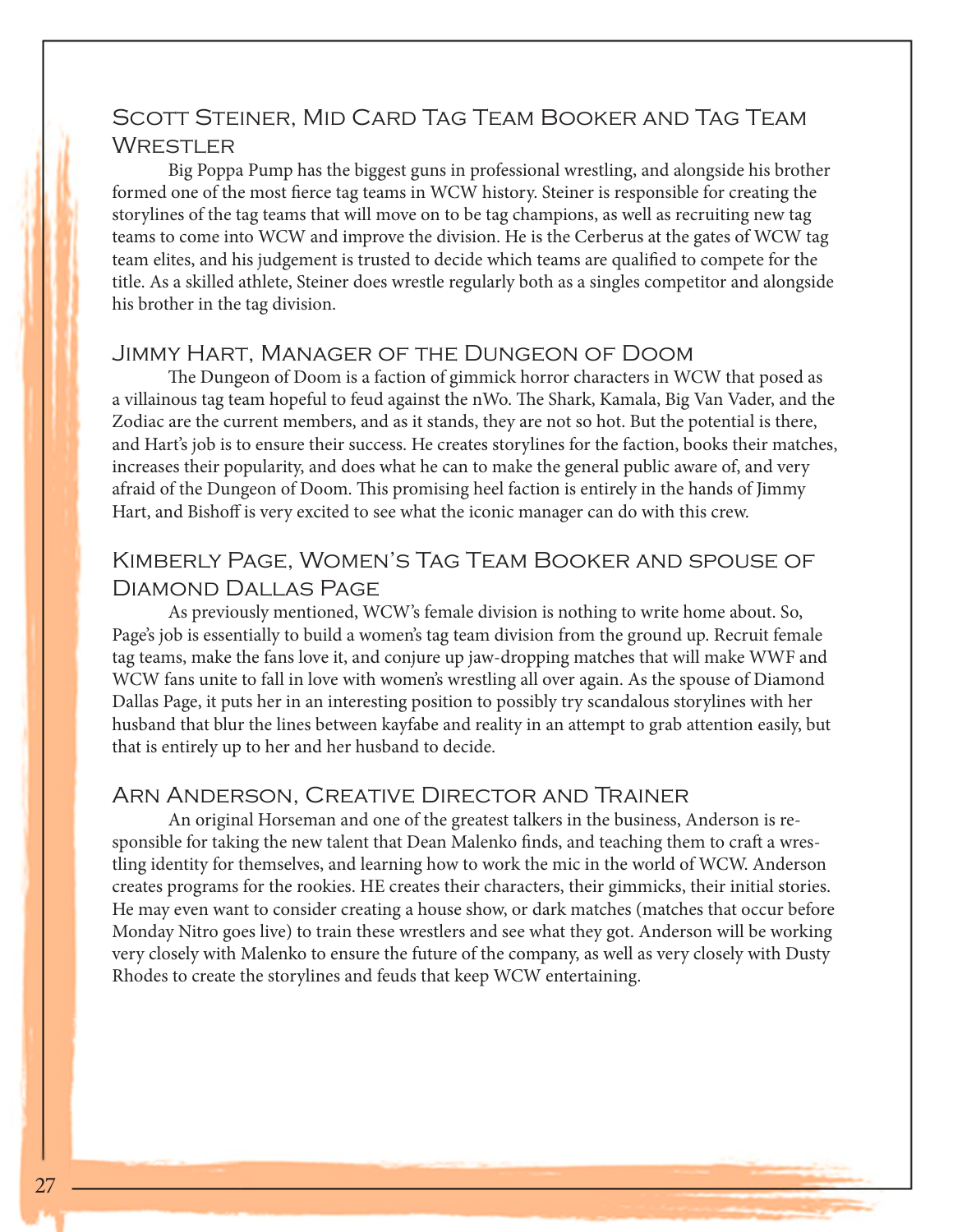## Scott Steiner, Mid Card Tag Team Booker and Tag Team Wrestler

Big Poppa Pump has the biggest guns in professional wrestling, and alongside his brother formed one of the most fierce tag teams in WCW history. Steiner is responsible for creating the storylines of the tag teams that will move on to be tag champions, as well as recruiting new tag teams to come into WCW and improve the division. He is the Cerberus at the gates of WCW tag team elites, and his judgement is trusted to decide which teams are qualified to compete for the title. As a skilled athlete, Steiner does wrestle regularly both as a singles competitor and alongside his brother in the tag division.

## Jimmy Hart, Manager of the Dungeon of Doom

The Dungeon of Doom is a faction of gimmick horror characters in WCW that posed as a villainous tag team hopeful to feud against the nWo. The Shark, Kamala, Big Van Vader, and the Zodiac are the current members, and as it stands, they are not so hot. But the potential is there, and Hart's job is to ensure their success. He creates storylines for the faction, books their matches, increases their popularity, and does what he can to make the general public aware of, and very afraid of the Dungeon of Doom. This promising heel faction is entirely in the hands of Jimmy Hart, and Bishoff is very excited to see what the iconic manager can do with this crew.

## Kimberly Page, Women's Tag Team Booker and spouse of Diamond Dallas Page

As previously mentioned, WCW's female division is nothing to write home about. So, Page's job is essentially to build a women's tag team division from the ground up. Recruit female tag teams, make the fans love it, and conjure up jaw-dropping matches that will make WWF and WCW fans unite to fall in love with women's wrestling all over again. As the spouse of Diamond Dallas Page, it puts her in an interesting position to possibly try scandalous storylines with her husband that blur the lines between kayfabe and reality in an attempt to grab attention easily, but that is entirely up to her and her husband to decide.

## Arn Anderson, Creative Director and Trainer

An original Horseman and one of the greatest talkers in the business, Anderson is responsible for taking the new talent that Dean Malenko finds, and teaching them to craft a wrestling identity for themselves, and learning how to work the mic in the world of WCW. Anderson creates programs for the rookies. HE creates their characters, their gimmicks, their initial stories. He may even want to consider creating a house show, or dark matches (matches that occur before Monday Nitro goes live) to train these wrestlers and see what they got. Anderson will be working very closely with Malenko to ensure the future of the company, as well as very closely with Dusty Rhodes to create the storylines and feuds that keep WCW entertaining.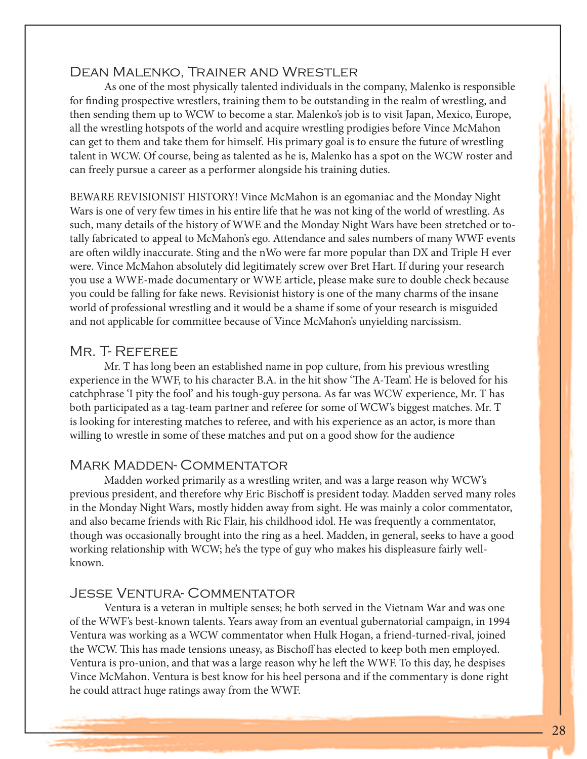## Dean Malenko, Trainer and Wrestler

As one of the most physically talented individuals in the company, Malenko is responsible for finding prospective wrestlers, training them to be outstanding in the realm of wrestling, and then sending them up to WCW to become a star. Malenko's job is to visit Japan, Mexico, Europe, all the wrestling hotspots of the world and acquire wrestling prodigies before Vince McMahon can get to them and take them for himself. His primary goal is to ensure the future of wrestling talent in WCW. Of course, being as talented as he is, Malenko has a spot on the WCW roster and can freely pursue a career as a performer alongside his training duties.

BEWARE REVISIONIST HISTORY! Vince McMahon is an egomaniac and the Monday Night Wars is one of very few times in his entire life that he was not king of the world of wrestling. As such, many details of the history of WWE and the Monday Night Wars have been stretched or totally fabricated to appeal to McMahon's ego. Attendance and sales numbers of many WWF events are often wildly inaccurate. Sting and the nWo were far more popular than DX and Triple H ever were. Vince McMahon absolutely did legitimately screw over Bret Hart. If during your research you use a WWE-made documentary or WWE article, please make sure to double check because you could be falling for fake news. Revisionist history is one of the many charms of the insane world of professional wrestling and it would be a shame if some of your research is misguided and not applicable for committee because of Vince McMahon's unyielding narcissism.

## Mr. T- Referee

Mr. T has long been an established name in pop culture, from his previous wrestling experience in the WWF, to his character B.A. in the hit show 'The A-Team'. He is beloved for his catchphrase 'I pity the fool' and his tough-guy persona. As far was WCW experience, Mr. T has both participated as a tag-team partner and referee for some of WCW's biggest matches. Mr. T is looking for interesting matches to referee, and with his experience as an actor, is more than willing to wrestle in some of these matches and put on a good show for the audience

## Mark Madden- Commentator

Madden worked primarily as a wrestling writer, and was a large reason why WCW's previous president, and therefore why Eric Bischoff is president today. Madden served many roles in the Monday Night Wars, mostly hidden away from sight. He was mainly a color commentator, and also became friends with Ric Flair, his childhood idol. He was frequently a commentator, though was occasionally brought into the ring as a heel. Madden, in general, seeks to have a good working relationship with WCW; he's the type of guy who makes his displeasure fairly well-known.

## Jesse Ventura- Commentator

Ventura is a veteran in multiple senses; he both served in the Vietnam War and was one of the WWF's best-known talents. Years away from an eventual gubernatorial campaign, in 1994 Ventura was working as a WCW commentator when Hulk Hogan, a friend-turned-rival, joined the WCW. This has made tensions uneasy, as Bischoff has elected to keep both men employed. Ventura is pro-union, and that was a large reason why he left the WWF. To this day, he despises Vince McMahon. Ventura is best know for his heel persona and if the commentary is done right he could attract huge ratings away from the WWF.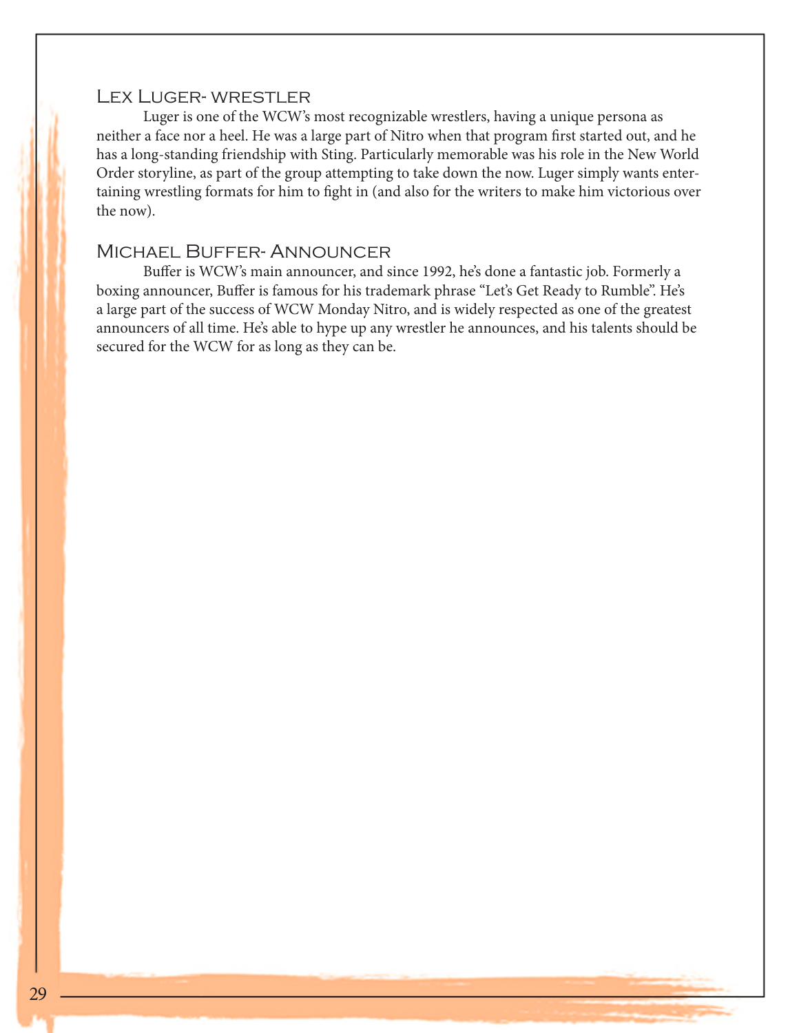## Lex Luger- wrestler

Luger is one of the WCW's most recognizable wrestlers, having a unique persona as neither a face nor a heel. He was a large part of Nitro when that program first started out, and he has a long-standing friendship with Sting. Particularly memorable was his role in the New World Order storyline, as part of the group attempting to take down the now. Luger simply wants entertaining wrestling formats for him to fight in (and also for the writers to make him victorious over the now).

## Michael Buffer- Announcer

Buffer is WCW's main announcer, and since 1992, he's done a fantastic job. Formerly a boxing announcer, Buffer is famous for his trademark phrase "Let's Get Ready to Rumble". He's a large part of the success of WCW Monday Nitro, and is widely respected as one of the greatest announcers of all time. He's able to hype up any wrestler he announces, and his talents should be secured for the WCW for as long as they can be.